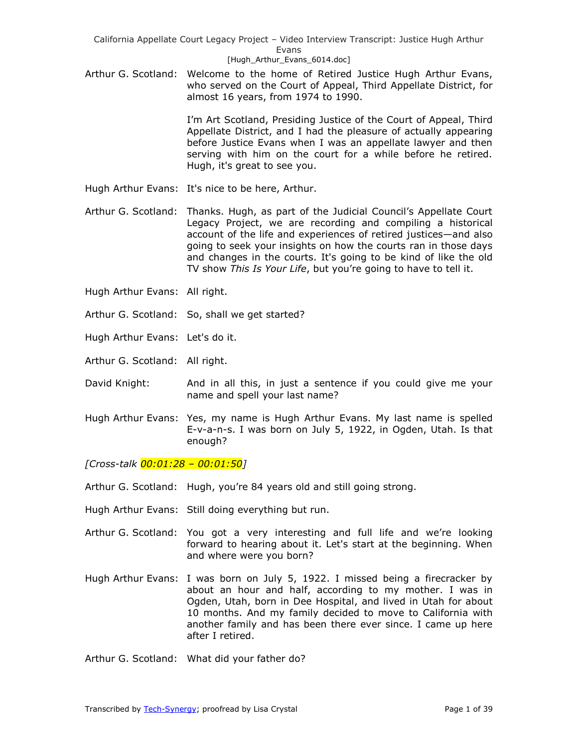Arthur G. Scotland: Welcome to the home of Retired Justice Hugh Arthur Evans, who served on the Court of Appeal, Third Appellate District, for almost 16 years, from 1974 to 1990.

I'm Art Scotland, Presiding Justice of the Court of Appeal, Third Appellate District, and I had the pleasure of actually appearing before Justice Evans when I was an appellate lawyer and then serving with him on the court for a while before he retired. Hugh, it's great to see you.

Hugh Arthur Evans: It's nice to be here, Arthur.

Arthur G. Scotland: Thanks. Hugh, as part of the Judicial Council's Appellate Court Legacy Project, we are recording and compiling a historical account of the life and experiences of retired justices—and also going to seek your insights on how the courts ran in those days and changes in the courts. It's going to be kind of like the old TV show *This Is Your Life*, but you're going to have to tell it.

Hugh Arthur Evans: All right.

Arthur G. Scotland: So, shall we get started?

Hugh Arthur Evans: Let's do it.

Arthur G. Scotland: All right.

David Knight: And in all this, in just a sentence if you could give me your name and spell your last name?

Hugh Arthur Evans: Yes, my name is Hugh Arthur Evans. My last name is spelled E-v-a-n-s. I was born on July 5, 1922, in Ogden, Utah. Is that enough?

*[Cross-talk 00:01:28 – 00:01:50]*

Arthur G. Scotland: Hugh, you're 84 years old and still going strong.

Hugh Arthur Evans: Still doing everything but run.

Arthur G. Scotland: You got a very interesting and full life and we're looking forward to hearing about it. Let's start at the beginning. When and where were you born?

Hugh Arthur Evans: I was born on July 5, 1922. I missed being a firecracker by about an hour and half, according to my mother. I was in Ogden, Utah, born in Dee Hospital, and lived in Utah for about 10 months. And my family decided to move to California with another family and has been there ever since. I came up here after I retired.

Arthur G. Scotland: What did your father do?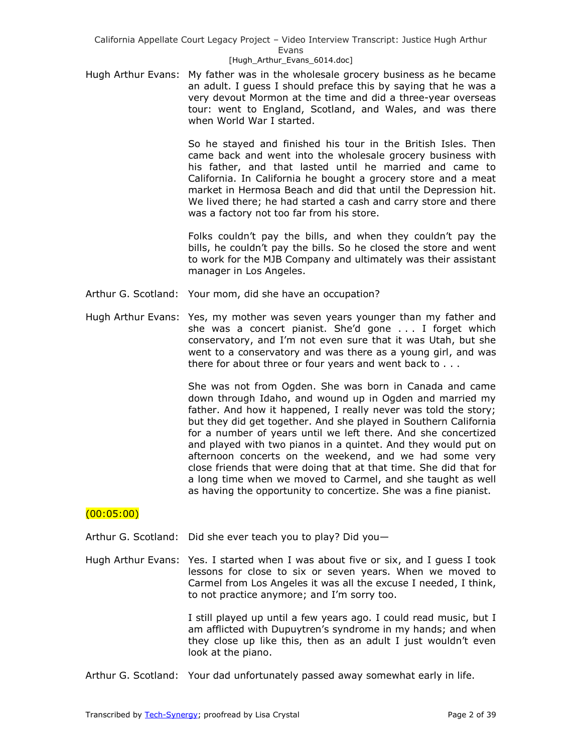Hugh Arthur Evans: My father was in the wholesale grocery business as he became an adult. I guess I should preface this by saying that he was a very devout Mormon at the time and did a three-year overseas tour: went to England, Scotland, and Wales, and was there when World War I started.

So he stayed and finished his tour in the British Isles. Then came back and went into the wholesale grocery business with his father, and that lasted until he married and came to California. In California he bought a grocery store and a meat market in Hermosa Beach and did that until the Depression hit. We lived there; he had started a cash and carry store and there was a factory not too far from his store.

Folks couldn't pay the bills, and when they couldn't pay the bills, he couldn't pay the bills. So he closed the store and went to work for the MJB Company and ultimately was their assistant manager in Los Angeles.

Arthur G. Scotland: Your mom, did she have an occupation?

Hugh Arthur Evans: Yes, my mother was seven years younger than my father and she was a concert pianist. She'd gone . . . I forget which conservatory, and I'm not even sure that it was Utah, but she went to a conservatory and was there as a young girl, and was there for about three or four years and went back to . . .

She was not from Ogden. She was born in Canada and came down through Idaho, and wound up in Ogden and married my father. And how it happened, I really never was told the story; but they did get together. And she played in Southern California for a number of years until we left there. And she concertized and played with two pianos in a quintet. And they would put on afternoon concerts on the weekend, and we had some very close friends that were doing that at that time. She did that for a long time when we moved to Carmel, and she taught as well as having the opportunity to concertize. She was a fine pianist.

(00:05:00)

Arthur G. Scotland: Did she ever teach you to play? Did you—

Hugh Arthur Evans: Yes. I started when I was about five or six, and I guess I took lessons for close to six or seven years. When we moved to Carmel from Los Angeles it was all the excuse I needed, I think, to not practice anymore; and I'm sorry too.

I still played up until a few years ago. I could read music, but I am afflicted with Dupuytren's syndrome in my hands; and when they close up like this, then as an adult I just wouldn't even look at the piano.

Arthur G. Scotland: Your dad unfortunately passed away somewhat early in life.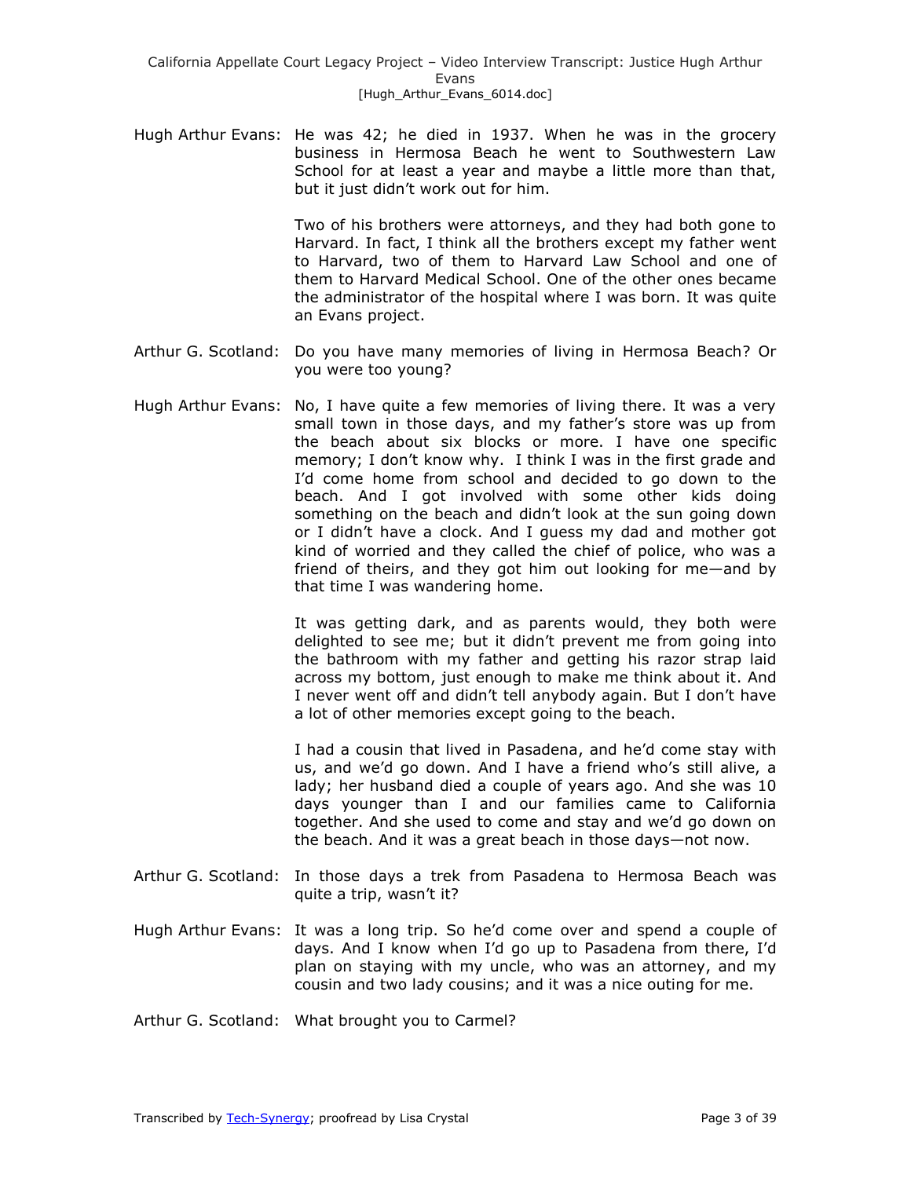Hugh Arthur Evans: He was 42; he died in 1937. When he was in the grocery business in Hermosa Beach he went to Southwestern Law School for at least a year and maybe a little more than that, but it just didn't work out for him.

Two of his brothers were attorneys, and they had both gone to Harvard. In fact, I think all the brothers except my father went to Harvard, two of them to Harvard Law School and one of them to Harvard Medical School. One of the other ones became the administrator of the hospital where I was born. It was quite an Evans project.

Arthur G. Scotland: Do you have many memories of living in Hermosa Beach? Or you were too young?

Hugh Arthur Evans: No, I have quite a few memories of living there. It was a very small town in those days, and my father's store was up from the beach about six blocks or more. I have one specific memory; I don't know why. I think I was in the first grade and I'd come home from school and decided to go down to the beach. And I got involved with some other kids doing something on the beach and didn't look at the sun going down or I didn't have a clock. And I guess my dad and mother got kind of worried and they called the chief of police, who was a friend of theirs, and they got him out looking for me—and by that time I was wandering home.

It was getting dark, and as parents would, they both were delighted to see me; but it didn't prevent me from going into the bathroom with my father and getting his razor strap laid across my bottom, just enough to make me think about it. And I never went off and didn't tell anybody again. But I don't have a lot of other memories except going to the beach.

I had a cousin that lived in Pasadena, and he'd come stay with us, and we'd go down. And I have a friend who's still alive, a lady; her husband died a couple of years ago. And she was 10 days younger than I and our families came to California together. And she used to come and stay and we'd go down on the beach. And it was a great beach in those days—not now.

Arthur G. Scotland: In those days a trek from Pasadena to Hermosa Beach was quite a trip, wasn't it?

Hugh Arthur Evans: It was a long trip. So he'd come over and spend a couple of days. And I know when I'd go up to Pasadena from there, I'd plan on staying with my uncle, who was an attorney, and my cousin and two lady cousins; and it was a nice outing for me.

Arthur G. Scotland: What brought you to Carmel?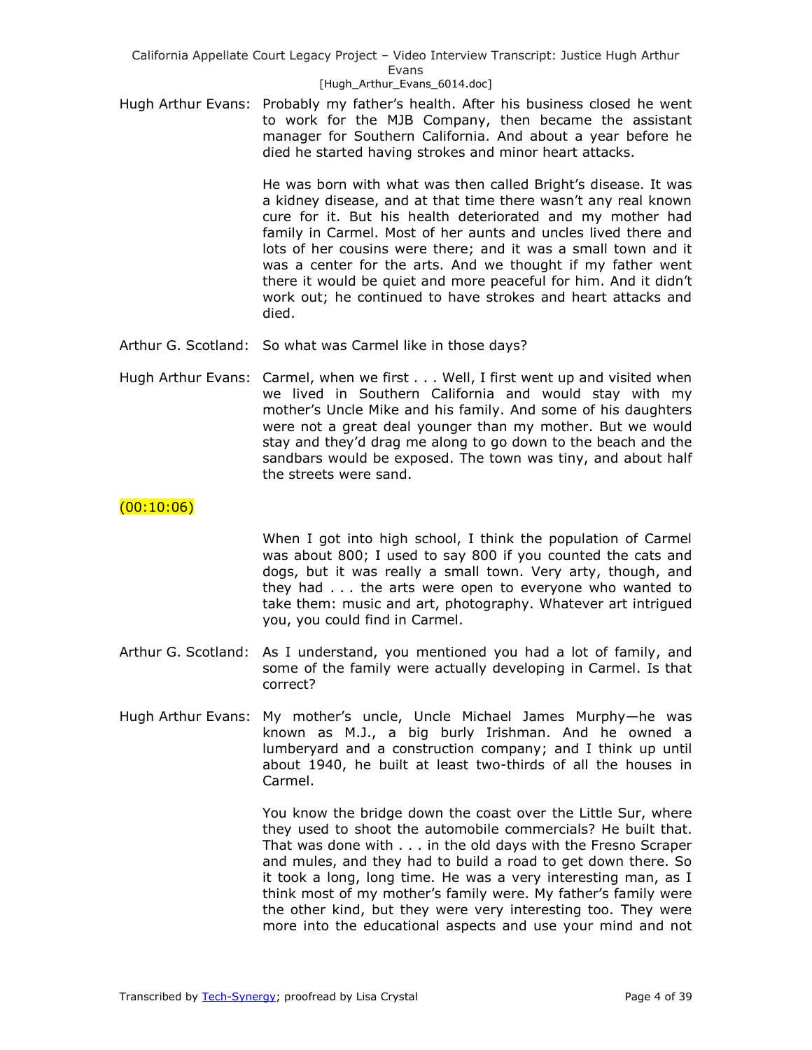Hugh Arthur Evans: Probably my father's health. After his business closed he went to work for the MJB Company, then became the assistant manager for Southern California. And about a year before he died he started having strokes and minor heart attacks.

He was born with what was then called Bright's disease. It was a kidney disease, and at that time there wasn't any real known cure for it. But his health deteriorated and my mother had family in Carmel. Most of her aunts and uncles lived there and lots of her cousins were there; and it was a small town and it was a center for the arts. And we thought if my father went there it would be quiet and more peaceful for him. And it didn't work out; he continued to have strokes and heart attacks and died.

Arthur G. Scotland: So what was Carmel like in those days?

Hugh Arthur Evans: Carmel, when we first . . . Well, I first went up and visited when we lived in Southern California and would stay with my mother's Uncle Mike and his family. And some of his daughters were not a great deal younger than my mother. But we would stay and they'd drag me along to go down to the beach and the sandbars would be exposed. The town was tiny, and about half the streets were sand.

(00:10:06)

When I got into high school, I think the population of Carmel was about 800; I used to say 800 if you counted the cats and dogs, but it was really a small town. Very arty, though, and they had . . . the arts were open to everyone who wanted to take them: music and art, photography. Whatever art intrigued you, you could find in Carmel.

Arthur G. Scotland: As I understand, you mentioned you had a lot of family, and some of the family were actually developing in Carmel. Is that correct?

Hugh Arthur Evans: My mother's uncle, Uncle Michael James Murphy—he was known as M.J., a big burly Irishman. And he owned a lumberyard and a construction company; and I think up until about 1940, he built at least two-thirds of all the houses in Carmel.

You know the bridge down the coast over the Little Sur, where they used to shoot the automobile commercials? He built that. That was done with . . . in the old days with the Fresno Scraper and mules, and they had to build a road to get down there. So it took a long, long time. He was a very interesting man, as I think most of my mother's family were. My father's family were the other kind, but they were very interesting too. They were more into the educational aspects and use your mind and not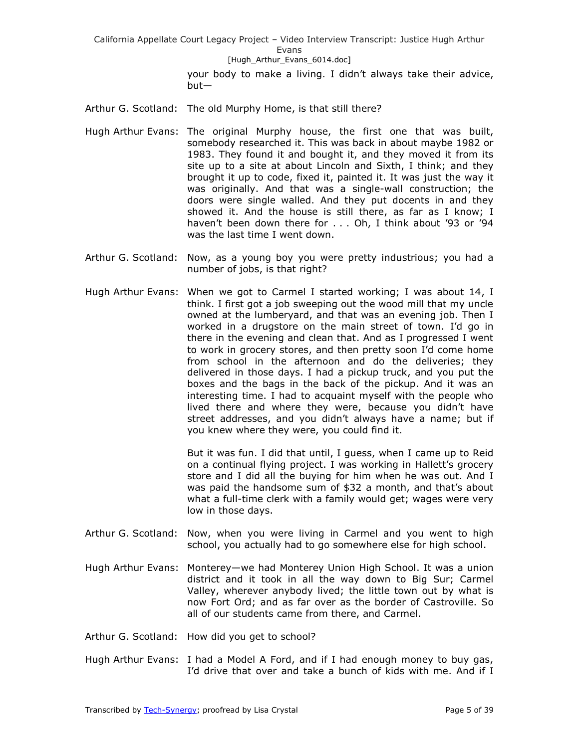your body to make a living. I didn't always take their advice, but—

Arthur G. Scotland: The old Murphy Home, is that still there?

Hugh Arthur Evans: The original Murphy house, the first one that was built, somebody researched it. This was back in about maybe 1982 or 1983. They found it and bought it, and they moved it from its site up to a site at about Lincoln and Sixth, I think; and they brought it up to code, fixed it, painted it. It was just the way it was originally. And that was a single-wall construction; the doors were single walled. And they put docents in and they showed it. And the house is still there, as far as I know; I haven't been down there for . . . Oh, I think about '93 or '94 was the last time I went down.

Arthur G. Scotland: Now, as a young boy you were pretty industrious; you had a number of jobs, is that right?

Hugh Arthur Evans: When we got to Carmel I started working; I was about 14, I think. I first got a job sweeping out the wood mill that my uncle owned at the lumberyard, and that was an evening job. Then I worked in a drugstore on the main street of town. I'd go in there in the evening and clean that. And as I progressed I went to work in grocery stores, and then pretty soon I'd come home from school in the afternoon and do the deliveries; they delivered in those days. I had a pickup truck, and you put the boxes and the bags in the back of the pickup. And it was an interesting time. I had to acquaint myself with the people who lived there and where they were, because you didn't have street addresses, and you didn't always have a name; but if you knew where they were, you could find it.

But it was fun. I did that until, I guess, when I came up to Reid on a continual flying project. I was working in Hallett's grocery store and I did all the buying for him when he was out. And I was paid the handsome sum of $32 a month, and that's about what a full-time clerk with a family would get; wages were very low in those days.

Arthur G. Scotland: Now, when you were living in Carmel and you went to high school, you actually had to go somewhere else for high school.

Hugh Arthur Evans: Monterey—we had Monterey Union High School. It was a union district and it took in all the way down to Big Sur; Carmel Valley, wherever anybody lived; the little town out by what is now Fort Ord; and as far over as the border of Castroville. So all of our students came from there, and Carmel.

Arthur G. Scotland: How did you get to school?

Hugh Arthur Evans: I had a Model A Ford, and if I had enough money to buy gas, I'd drive that over and take a bunch of kids with me. And if I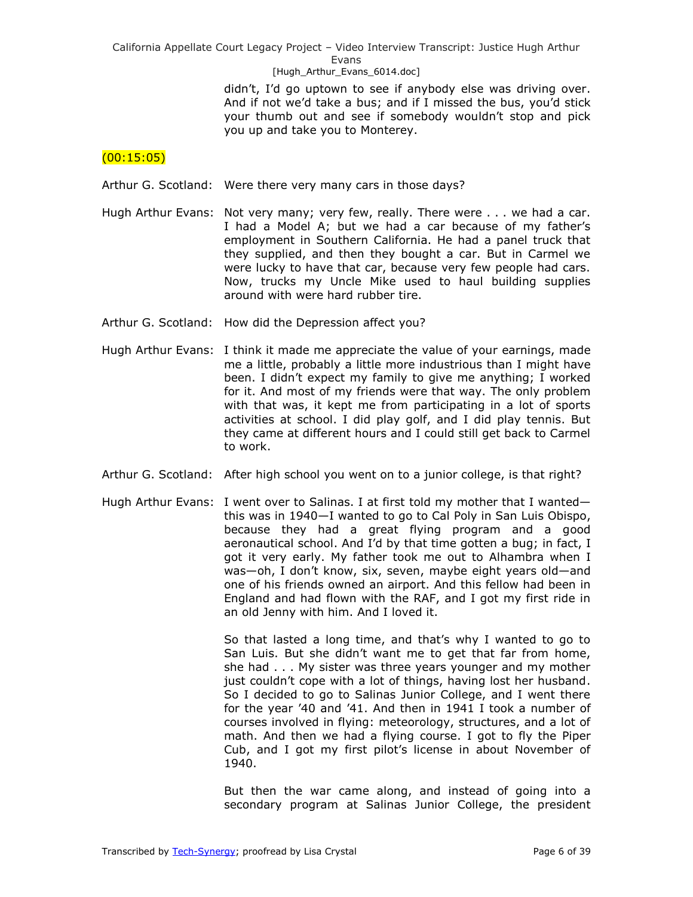didn't, I'd go uptown to see if anybody else was driving over. And if not we'd take a bus; and if I missed the bus, you'd stick your thumb out and see if somebody wouldn't stop and pick you up and take you to Monterey.

(00:15:05)

Arthur G. Scotland: Were there very many cars in those days?

Hugh Arthur Evans: Not very many; very few, really. There were . . . we had a car. I had a Model A; but we had a car because of my father's employment in Southern California. He had a panel truck that they supplied, and then they bought a car. But in Carmel we were lucky to have that car, because very few people had cars. Now, trucks my Uncle Mike used to haul building supplies around with were hard rubber tire.

Arthur G. Scotland: How did the Depression affect you?

Hugh Arthur Evans: I think it made me appreciate the value of your earnings, made me a little, probably a little more industrious than I might have been. I didn't expect my family to give me anything; I worked for it. And most of my friends were that way. The only problem with that was, it kept me from participating in a lot of sports activities at school. I did play golf, and I did play tennis. But they came at different hours and I could still get back to Carmel to work.

Arthur G. Scotland: After high school you went on to a junior college, is that right?

Hugh Arthur Evans: I went over to Salinas. I at first told my mother that I wanted—this was in 1940—I wanted to go to Cal Poly in San Luis Obispo, because they had a great flying program and a good aeronautical school. And I'd by that time gotten a bug; in fact, I got it very early. My father took me out to Alhambra when I was—oh, I don't know, six, seven, maybe eight years old—and one of his friends owned an airport. And this fellow had been in England and had flown with the RAF, and I got my first ride in an old Jenny with him. And I loved it.

So that lasted a long time, and that's why I wanted to go to San Luis. But she didn't want me to get that far from home, she had . . . My sister was three years younger and my mother just couldn't cope with a lot of things, having lost her husband. So I decided to go to Salinas Junior College, and I went there for the year '40 and '41. And then in 1941 I took a number of courses involved in flying: meteorology, structures, and a lot of math. And then we had a flying course. I got to fly the Piper Cub, and I got my first pilot's license in about November of 1940.

But then the war came along, and instead of going into a secondary program at Salinas Junior College, the president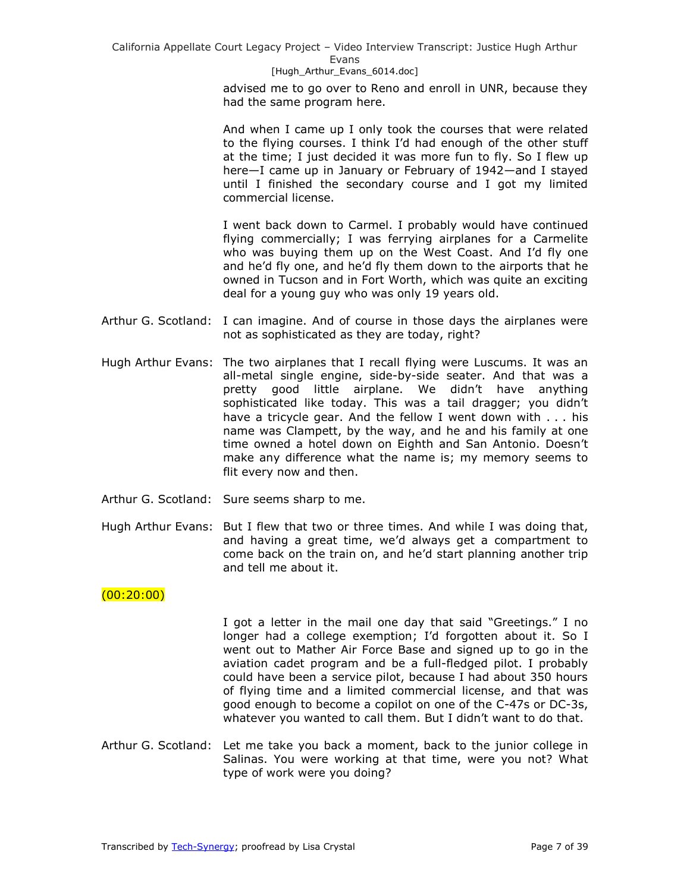advised me to go over to Reno and enroll in UNR, because they had the same program here.

And when I came up I only took the courses that were related to the flying courses. I think I'd had enough of the other stuff at the time; I just decided it was more fun to fly. So I flew up here—I came up in January or February of 1942—and I stayed until I finished the secondary course and I got my limited commercial license.

I went back down to Carmel. I probably would have continued flying commercially; I was ferrying airplanes for a Carmelite who was buying them up on the West Coast. And I'd fly one and he'd fly one, and he'd fly them down to the airports that he owned in Tucson and in Fort Worth, which was quite an exciting deal for a young guy who was only 19 years old.

Arthur G. Scotland: I can imagine. And of course in those days the airplanes were not as sophisticated as they are today, right?

Hugh Arthur Evans: The two airplanes that I recall flying were Luscums. It was an all-metal single engine, side-by-side seater. And that was a pretty good little airplane. We didn't have anything sophisticated like today. This was a tail dragger; you didn't have a tricycle gear. And the fellow I went down with . . . his name was Clampett, by the way, and he and his family at one time owned a hotel down on Eighth and San Antonio. Doesn't make any difference what the name is; my memory seems to flit every now and then.

Arthur G. Scotland: Sure seems sharp to me.

Hugh Arthur Evans: But I flew that two or three times. And while I was doing that, and having a great time, we'd always get a compartment to come back on the train on, and he'd start planning another trip and tell me about it.

(00:20:00)

I got a letter in the mail one day that said "Greetings." I no longer had a college exemption; I'd forgotten about it. So I went out to Mather Air Force Base and signed up to go in the aviation cadet program and be a full-fledged pilot. I probably could have been a service pilot, because I had about 350 hours of flying time and a limited commercial license, and that was good enough to become a copilot on one of the C-47s or DC-3s, whatever you wanted to call them. But I didn't want to do that.

Arthur G. Scotland: Let me take you back a moment, back to the junior college in Salinas. You were working at that time, were you not? What type of work were you doing?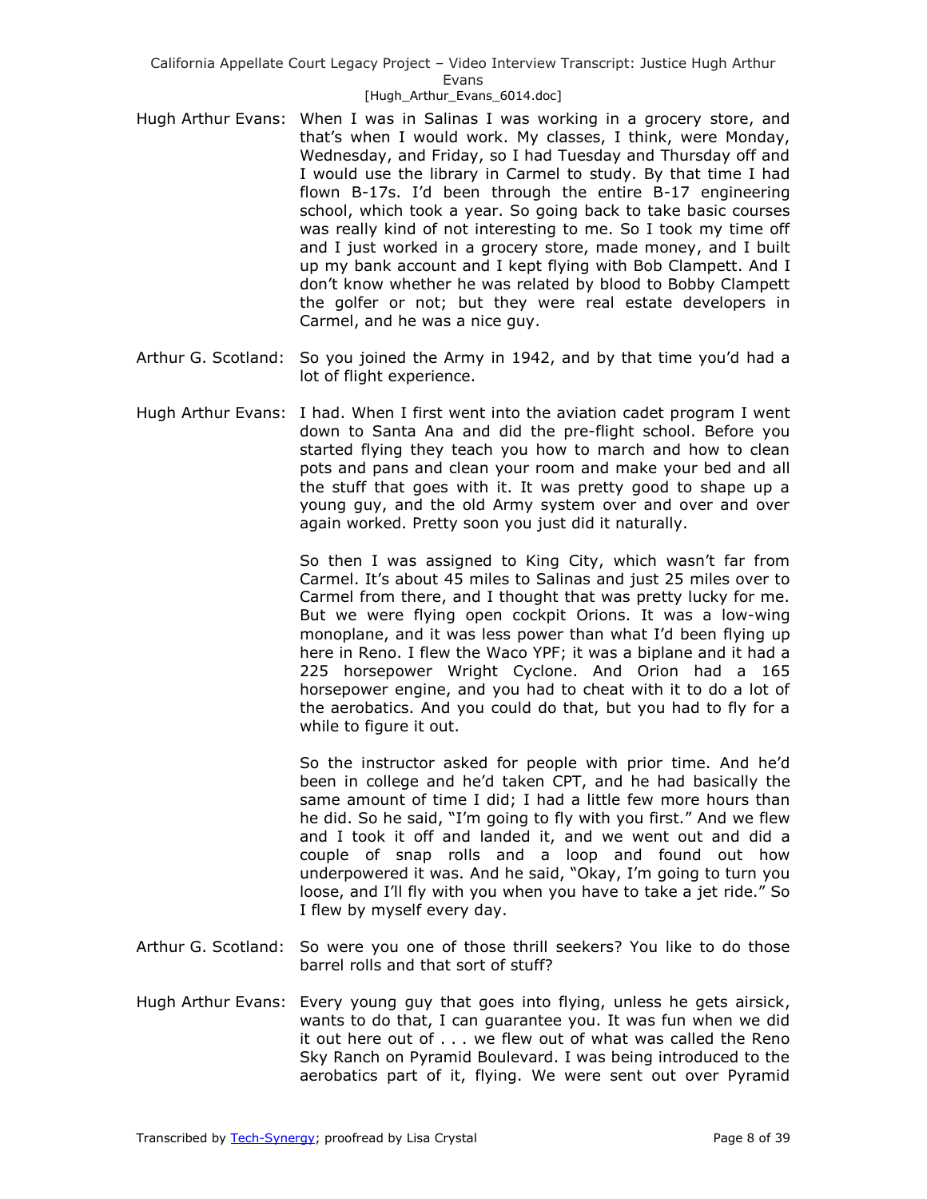Hugh Arthur Evans: When I was in Salinas I was working in a grocery store, and that's when I would work. My classes, I think, were Monday, Wednesday, and Friday, so I had Tuesday and Thursday off and I would use the library in Carmel to study. By that time I had flown B-17s. I'd been through the entire B-17 engineering school, which took a year. So going back to take basic courses was really kind of not interesting to me. So I took my time off and I just worked in a grocery store, made money, and I built up my bank account and I kept flying with Bob Clampett. And I don't know whether he was related by blood to Bobby Clampett the golfer or not; but they were real estate developers in Carmel, and he was a nice guy.

Arthur G. Scotland: So you joined the Army in 1942, and by that time you'd had a lot of flight experience.

Hugh Arthur Evans: I had. When I first went into the aviation cadet program I went down to Santa Ana and did the pre-flight school. Before you started flying they teach you how to march and how to clean pots and pans and clean your room and make your bed and all the stuff that goes with it. It was pretty good to shape up a young guy, and the old Army system over and over and over again worked. Pretty soon you just did it naturally.

So then I was assigned to King City, which wasn't far from Carmel. It's about 45 miles to Salinas and just 25 miles over to Carmel from there, and I thought that was pretty lucky for me. But we were flying open cockpit Orions. It was a low-wing monoplane, and it was less power than what I'd been flying up here in Reno. I flew the Waco YPF; it was a biplane and it had a 225 horsepower Wright Cyclone. And Orion had a 165 horsepower engine, and you had to cheat with it to do a lot of the aerobatics. And you could do that, but you had to fly for a while to figure it out.

So the instructor asked for people with prior time. And he'd been in college and he'd taken CPT, and he had basically the same amount of time I did; I had a little few more hours than he did. So he said, "I'm going to fly with you first." And we flew and I took it off and landed it, and we went out and did a couple of snap rolls and a loop and found out how underpowered it was. And he said, "Okay, I'm going to turn you loose, and I'll fly with you when you have to take a jet ride." So I flew by myself every day.

Arthur G. Scotland: So were you one of those thrill seekers? You like to do those barrel rolls and that sort of stuff?

Hugh Arthur Evans: Every young guy that goes into flying, unless he gets airsick, wants to do that, I can guarantee you. It was fun when we did it out here out of . . . we flew out of what was called the Reno Sky Ranch on Pyramid Boulevard. I was being introduced to the aerobatics part of it, flying. We were sent out over Pyramid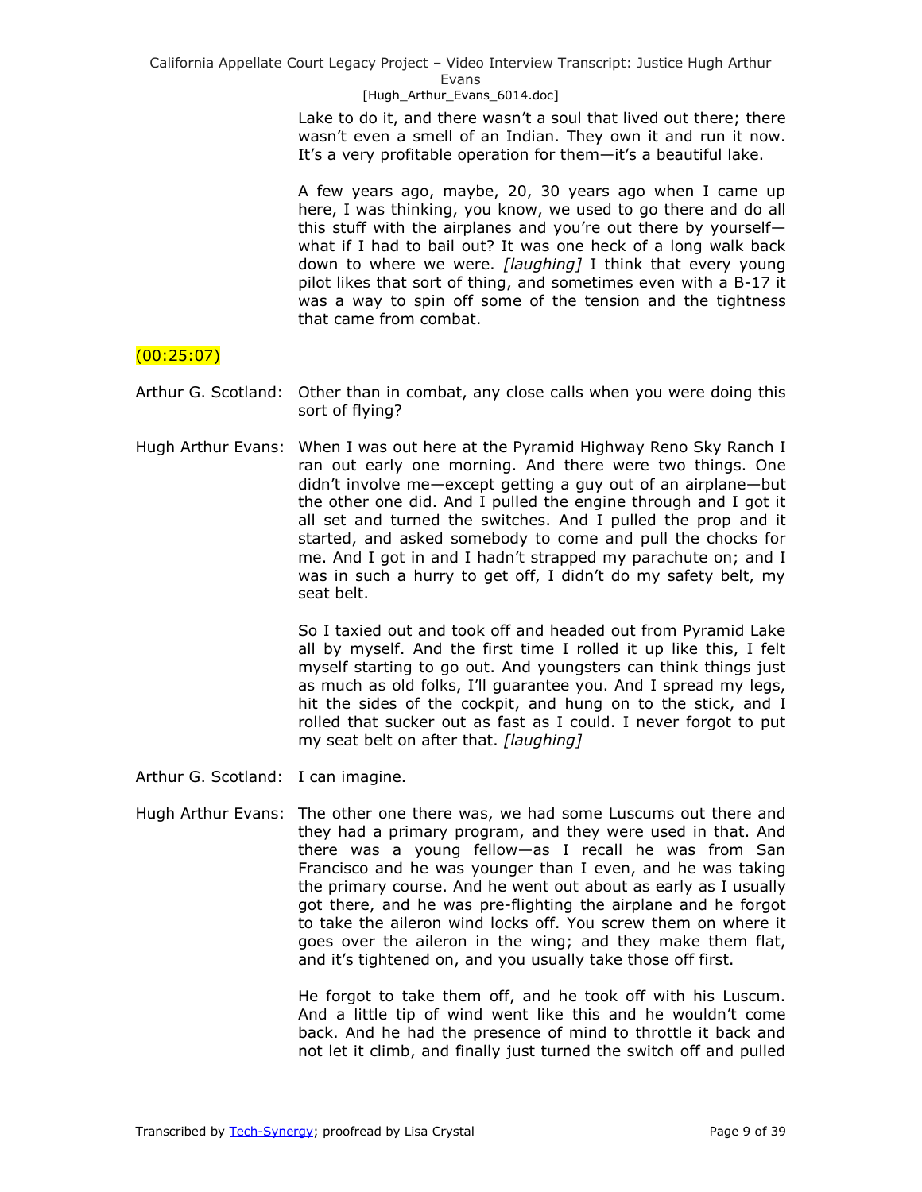Lake to do it, and there wasn't a soul that lived out there; there wasn't even a smell of an Indian. They own it and run it now. It's a very profitable operation for them—it's a beautiful lake.

A few years ago, maybe, 20, 30 years ago when I came up here, I was thinking, you know, we used to go there and do all this stuff with the airplanes and you're out there by yourself—what if I had to bail out? It was one heck of a long walk back down to where we were. *[laughing]* I think that every young pilot likes that sort of thing, and sometimes even with a B-17 it was a way to spin off some of the tension and the tightness that came from combat.

(00:25:07)

Arthur G. Scotland: Other than in combat, any close calls when you were doing this sort of flying?

Hugh Arthur Evans: When I was out here at the Pyramid Highway Reno Sky Ranch I ran out early one morning. And there were two things. One didn't involve me—except getting a guy out of an airplane—but the other one did. And I pulled the engine through and I got it all set and turned the switches. And I pulled the prop and it started, and asked somebody to come and pull the chocks for me. And I got in and I hadn't strapped my parachute on; and I was in such a hurry to get off, I didn't do my safety belt, my seat belt.

So I taxied out and took off and headed out from Pyramid Lake all by myself. And the first time I rolled it up like this, I felt myself starting to go out. And youngsters can think things just as much as old folks, I'll guarantee you. And I spread my legs, hit the sides of the cockpit, and hung on to the stick, and I rolled that sucker out as fast as I could. I never forgot to put my seat belt on after that. *[laughing]*

Arthur G. Scotland: I can imagine.

Hugh Arthur Evans: The other one there was, we had some Luscums out there and they had a primary program, and they were used in that. And there was a young fellow—as I recall he was from San Francisco and he was younger than I even, and he was taking the primary course. And he went out about as early as I usually got there, and he was pre-flighting the airplane and he forgot to take the aileron wind locks off. You screw them on where it goes over the aileron in the wing; and they make them flat, and it's tightened on, and you usually take those off first.

He forgot to take them off, and he took off with his Luscum. And a little tip of wind went like this and he wouldn't come back. And he had the presence of mind to throttle it back and not let it climb, and finally just turned the switch off and pulled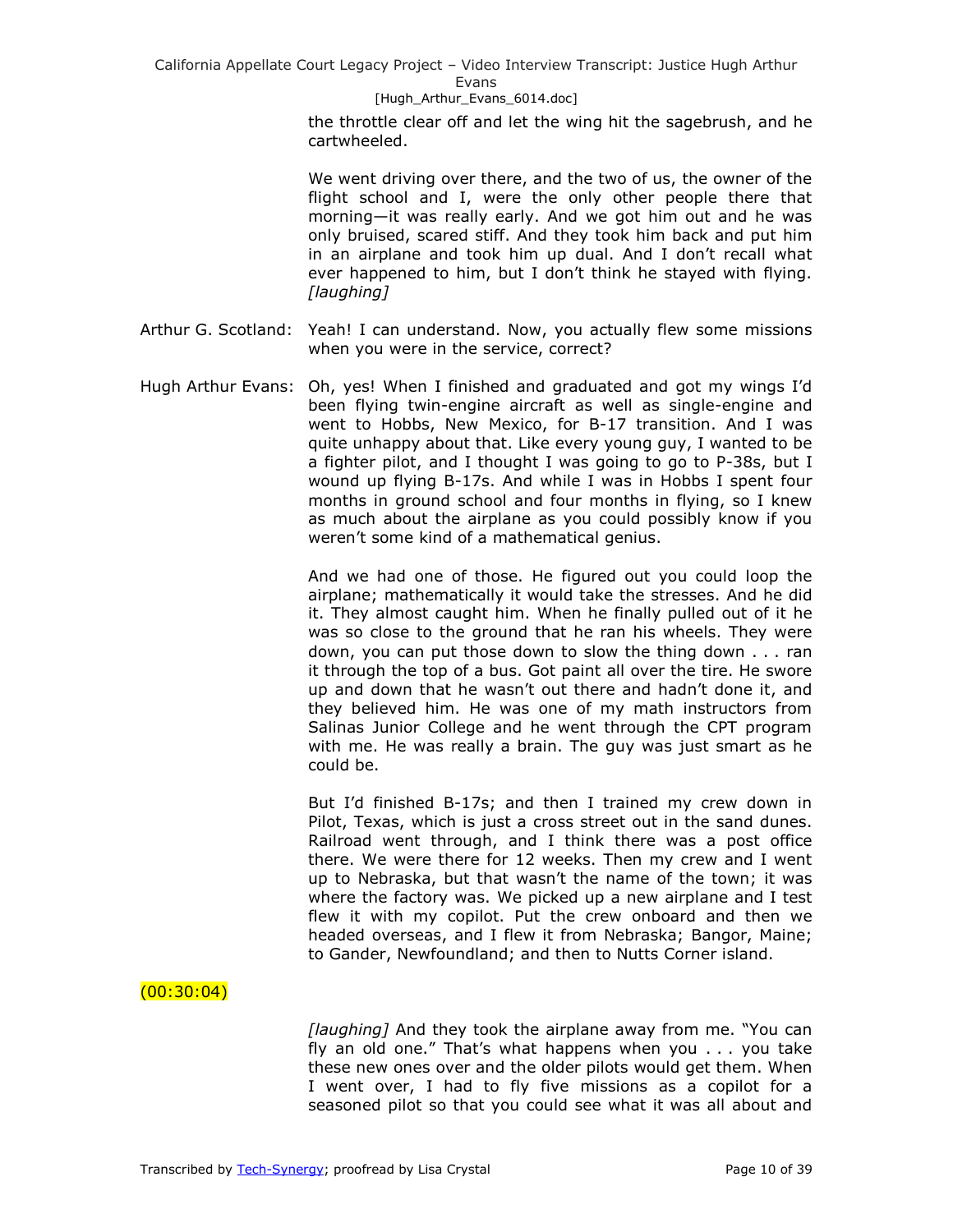the throttle clear off and let the wing hit the sagebrush, and he cartwheeled.

We went driving over there, and the two of us, the owner of the flight school and I, were the only other people there that morning—it was really early. And we got him out and he was only bruised, scared stiff. And they took him back and put him in an airplane and took him up dual. And I don't recall what ever happened to him, but I don't think he stayed with flying. *[laughing]*

Arthur G. Scotland: Yeah! I can understand. Now, you actually flew some missions when you were in the service, correct?

Hugh Arthur Evans: Oh, yes! When I finished and graduated and got my wings I'd been flying twin-engine aircraft as well as single-engine and went to Hobbs, New Mexico, for B-17 transition. And I was quite unhappy about that. Like every young guy, I wanted to be a fighter pilot, and I thought I was going to go to P-38s, but I wound up flying B-17s. And while I was in Hobbs I spent four months in ground school and four months in flying, so I knew as much about the airplane as you could possibly know if you weren't some kind of a mathematical genius.

And we had one of those. He figured out you could loop the airplane; mathematically it would take the stresses. And he did it. They almost caught him. When he finally pulled out of it he was so close to the ground that he ran his wheels. They were down, you can put those down to slow the thing down . . . ran it through the top of a bus. Got paint all over the tire. He swore up and down that he wasn't out there and hadn't done it, and they believed him. He was one of my math instructors from Salinas Junior College and he went through the CPT program with me. He was really a brain. The guy was just smart as he could be.

But I'd finished B-17s; and then I trained my crew down in Pilot, Texas, which is just a cross street out in the sand dunes. Railroad went through, and I think there was a post office there. We were there for 12 weeks. Then my crew and I went up to Nebraska, but that wasn't the name of the town; it was where the factory was. We picked up a new airplane and I test flew it with my copilot. Put the crew onboard and then we headed overseas, and I flew it from Nebraska; Bangor, Maine; to Gander, Newfoundland; and then to Nutts Corner island.

(00:30:04)

*[laughing]* And they took the airplane away from me. "You can fly an old one." That's what happens when you . . . you take these new ones over and the older pilots would get them. When I went over, I had to fly five missions as a copilot for a seasoned pilot so that you could see what it was all about and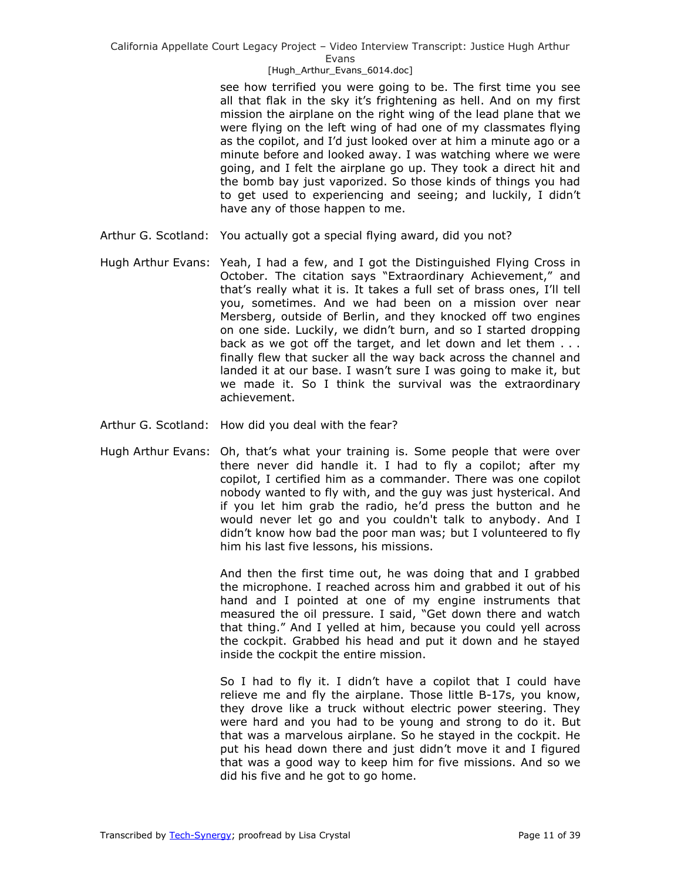see how terrified you were going to be. The first time you see all that flak in the sky it's frightening as hell. And on my first mission the airplane on the right wing of the lead plane that we were flying on the left wing of had one of my classmates flying as the copilot, and I'd just looked over at him a minute ago or a minute before and looked away. I was watching where we were going, and I felt the airplane go up. They took a direct hit and the bomb bay just vaporized. So those kinds of things you had to get used to experiencing and seeing; and luckily, I didn't have any of those happen to me.

Arthur G. Scotland: You actually got a special flying award, did you not?

Hugh Arthur Evans: Yeah, I had a few, and I got the Distinguished Flying Cross in October. The citation says "Extraordinary Achievement," and that's really what it is. It takes a full set of brass ones, I'll tell you, sometimes. And we had been on a mission over near Mersberg, outside of Berlin, and they knocked off two engines on one side. Luckily, we didn't burn, and so I started dropping back as we got off the target, and let down and let them . . . finally flew that sucker all the way back across the channel and landed it at our base. I wasn't sure I was going to make it, but we made it. So I think the survival was the extraordinary achievement.

Arthur G. Scotland: How did you deal with the fear?

Hugh Arthur Evans: Oh, that's what your training is. Some people that were over there never did handle it. I had to fly a copilot; after my copilot, I certified him as a commander. There was one copilot nobody wanted to fly with, and the guy was just hysterical. And if you let him grab the radio, he'd press the button and he would never let go and you couldn't talk to anybody. And I didn't know how bad the poor man was; but I volunteered to fly him his last five lessons, his missions.

And then the first time out, he was doing that and I grabbed the microphone. I reached across him and grabbed it out of his hand and I pointed at one of my engine instruments that measured the oil pressure. I said, "Get down there and watch that thing." And I yelled at him, because you could yell across the cockpit. Grabbed his head and put it down and he stayed inside the cockpit the entire mission.

So I had to fly it. I didn't have a copilot that I could have relieve me and fly the airplane. Those little B-17s, you know, they drove like a truck without electric power steering. They were hard and you had to be young and strong to do it. But that was a marvelous airplane. So he stayed in the cockpit. He put his head down there and just didn't move it and I figured that was a good way to keep him for five missions. And so we did his five and he got to go home.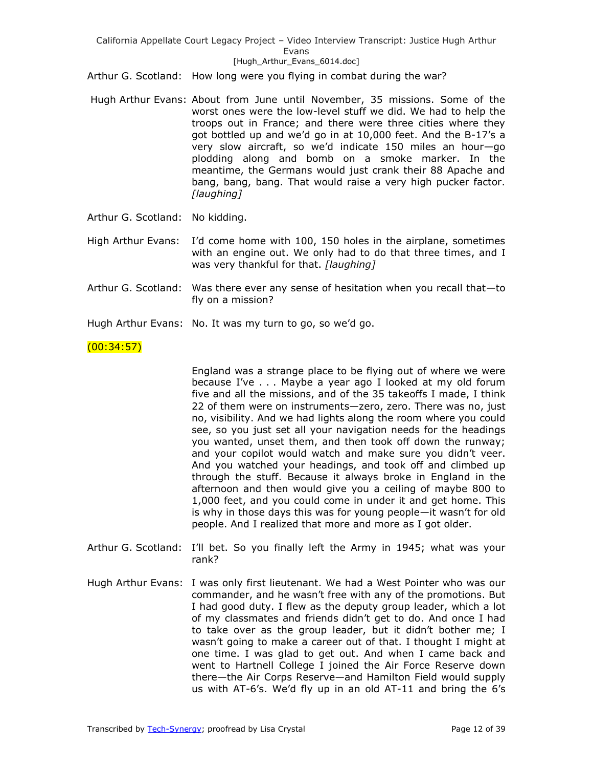Arthur G. Scotland: How long were you flying in combat during the war?

Hugh Arthur Evans: About from June until November, 35 missions. Some of the worst ones were the low-level stuff we did. We had to help the troops out in France; and there were three cities where they got bottled up and we'd go in at 10,000 feet. And the B-17's a very slow aircraft, so we'd indicate 150 miles an hour—go plodding along and bomb on a smoke marker. In the meantime, the Germans would just crank their 88 Apache and bang, bang, bang. That would raise a very high pucker factor. *[laughing]*

Arthur G. Scotland: No kidding.

High Arthur Evans: I'd come home with 100, 150 holes in the airplane, sometimes with an engine out. We only had to do that three times, and I was very thankful for that. *[laughing]*

Arthur G. Scotland: Was there ever any sense of hesitation when you recall that—to fly on a mission?

Hugh Arthur Evans: No. It was my turn to go, so we'd go.

(00:34:57)

England was a strange place to be flying out of where we were because I've . . . Maybe a year ago I looked at my old forum five and all the missions, and of the 35 takeoffs I made, I think 22 of them were on instruments—zero, zero. There was no, just no, visibility. And we had lights along the room where you could see, so you just set all your navigation needs for the headings you wanted, unset them, and then took off down the runway; and your copilot would watch and make sure you didn't veer. And you watched your headings, and took off and climbed up through the stuff. Because it always broke in England in the afternoon and then would give you a ceiling of maybe 800 to 1,000 feet, and you could come in under it and get home. This is why in those days this was for young people—it wasn't for old people. And I realized that more and more as I got older.

Arthur G. Scotland: I'll bet. So you finally left the Army in 1945; what was your rank?

Hugh Arthur Evans: I was only first lieutenant. We had a West Pointer who was our commander, and he wasn't free with any of the promotions. But I had good duty. I flew as the deputy group leader, which a lot of my classmates and friends didn't get to do. And once I had to take over as the group leader, but it didn't bother me; I wasn't going to make a career out of that. I thought I might at one time. I was glad to get out. And when I came back and went to Hartnell College I joined the Air Force Reserve down there—the Air Corps Reserve—and Hamilton Field would supply us with AT-6's. We'd fly up in an old AT-11 and bring the 6's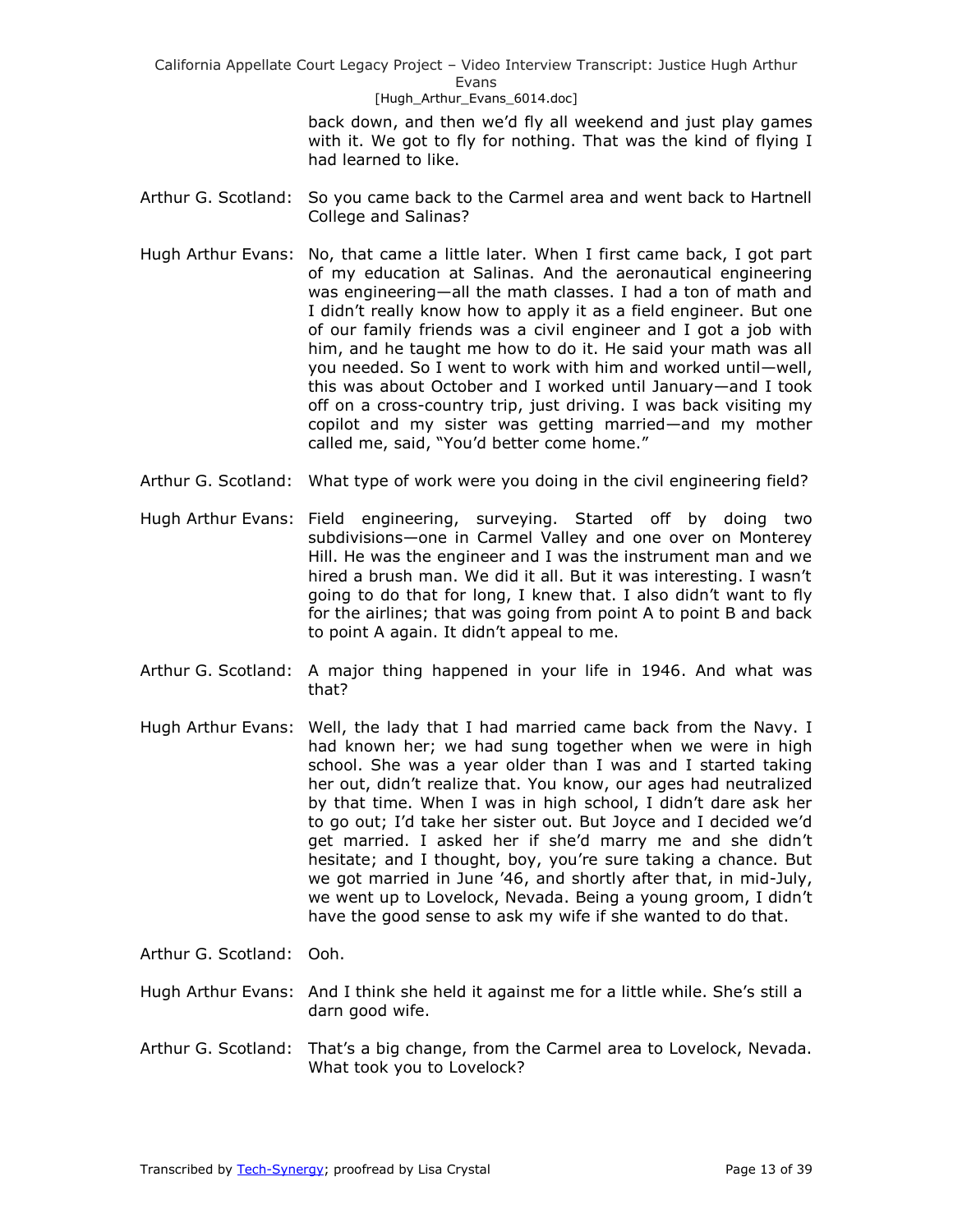back down, and then we'd fly all weekend and just play games with it. We got to fly for nothing. That was the kind of flying I had learned to like.

Arthur G. Scotland: So you came back to the Carmel area and went back to Hartnell College and Salinas?

Hugh Arthur Evans: No, that came a little later. When I first came back, I got part of my education at Salinas. And the aeronautical engineering was engineering—all the math classes. I had a ton of math and I didn't really know how to apply it as a field engineer. But one of our family friends was a civil engineer and I got a job with him, and he taught me how to do it. He said your math was all you needed. So I went to work with him and worked until—well, this was about October and I worked until January—and I took off on a cross-country trip, just driving. I was back visiting my copilot and my sister was getting married—and my mother called me, said, "You'd better come home."

Arthur G. Scotland: What type of work were you doing in the civil engineering field?

Hugh Arthur Evans: Field engineering, surveying. Started off by doing two subdivisions—one in Carmel Valley and one over on Monterey Hill. He was the engineer and I was the instrument man and we hired a brush man. We did it all. But it was interesting. I wasn't going to do that for long, I knew that. I also didn't want to fly for the airlines; that was going from point A to point B and back to point A again. It didn't appeal to me.

Arthur G. Scotland: A major thing happened in your life in 1946. And what was that?

Hugh Arthur Evans: Well, the lady that I had married came back from the Navy. I had known her; we had sung together when we were in high school. She was a year older than I was and I started taking her out, didn't realize that. You know, our ages had neutralized by that time. When I was in high school, I didn't dare ask her to go out; I'd take her sister out. But Joyce and I decided we'd get married. I asked her if she'd marry me and she didn't hesitate; and I thought, boy, you're sure taking a chance. But we got married in June '46, and shortly after that, in mid-July, we went up to Lovelock, Nevada. Being a young groom, I didn't have the good sense to ask my wife if she wanted to do that.

Arthur G. Scotland: Ooh.

Hugh Arthur Evans: And I think she held it against me for a little while. She's still a darn good wife.

Arthur G. Scotland: That's a big change, from the Carmel area to Lovelock, Nevada. What took you to Lovelock?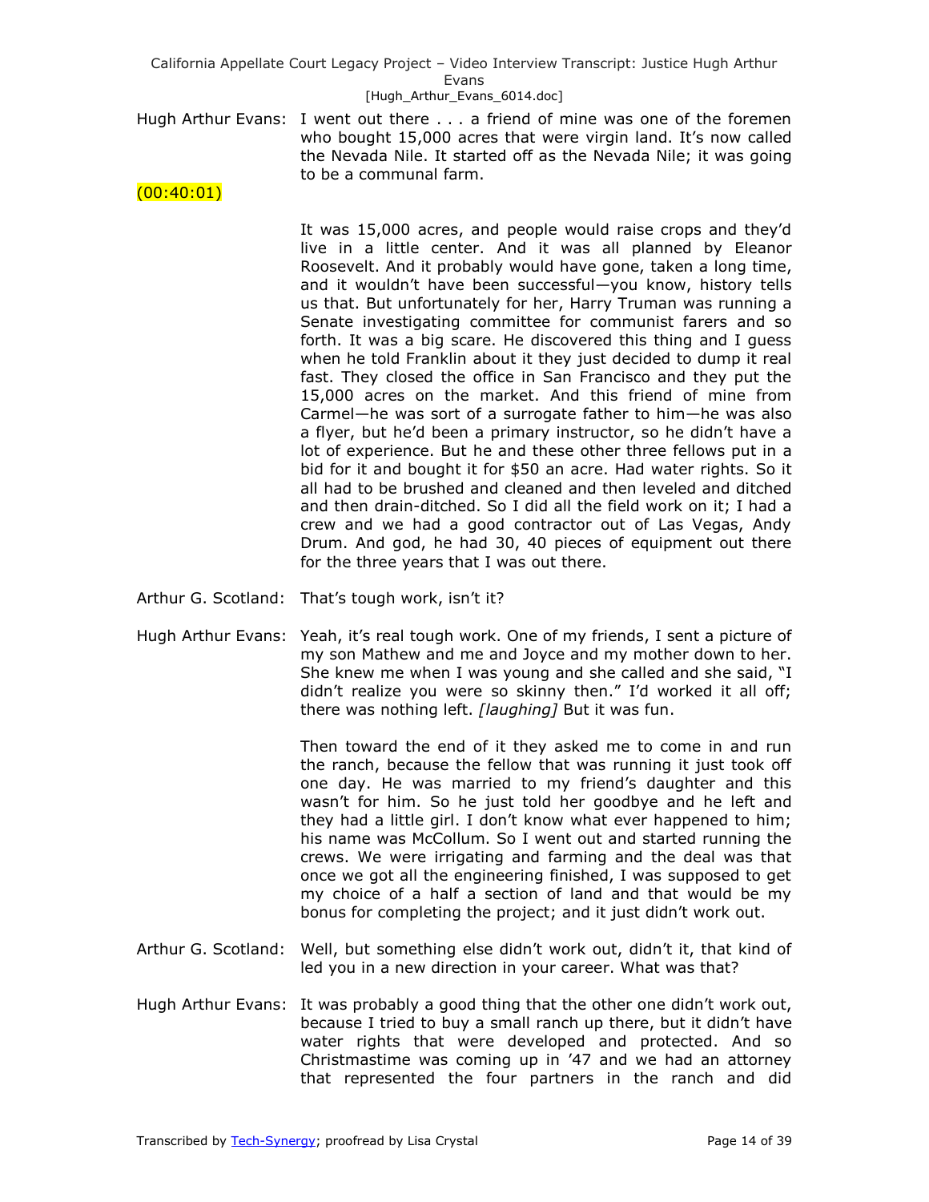Hugh Arthur Evans: I went out there . . . a friend of mine was one of the foremen who bought 15,000 acres that were virgin land. It's now called the Nevada Nile. It started off as the Nevada Nile; it was going to be a communal farm.

(00:40:01)

It was 15,000 acres, and people would raise crops and they'd live in a little center. And it was all planned by Eleanor Roosevelt. And it probably would have gone, taken a long time, and it wouldn't have been successful—you know, history tells us that. But unfortunately for her, Harry Truman was running a Senate investigating committee for communist farers and so forth. It was a big scare. He discovered this thing and I guess when he told Franklin about it they just decided to dump it real fast. They closed the office in San Francisco and they put the 15,000 acres on the market. And this friend of mine from Carmel—he was sort of a surrogate father to him—he was also a flyer, but he'd been a primary instructor, so he didn't have a lot of experience. But he and these other three fellows put in a bid for it and bought it for $50 an acre. Had water rights. So it all had to be brushed and cleaned and then leveled and ditched and then drain-ditched. So I did all the field work on it; I had a crew and we had a good contractor out of Las Vegas, Andy Drum. And god, he had 30, 40 pieces of equipment out there for the three years that I was out there.

Arthur G. Scotland: That's tough work, isn't it?

Hugh Arthur Evans: Yeah, it's real tough work. One of my friends, I sent a picture of my son Mathew and me and Joyce and my mother down to her. She knew me when I was young and she called and she said, "I didn't realize you were so skinny then." I'd worked it all off; there was nothing left. *[laughing]* But it was fun.

Then toward the end of it they asked me to come in and run the ranch, because the fellow that was running it just took off one day. He was married to my friend's daughter and this wasn't for him. So he just told her goodbye and he left and they had a little girl. I don't know what ever happened to him; his name was McCollum. So I went out and started running the crews. We were irrigating and farming and the deal was that once we got all the engineering finished, I was supposed to get my choice of a half a section of land and that would be my bonus for completing the project; and it just didn't work out.

Arthur G. Scotland: Well, but something else didn't work out, didn't it, that kind of led you in a new direction in your career. What was that?

Hugh Arthur Evans: It was probably a good thing that the other one didn't work out, because I tried to buy a small ranch up there, but it didn't have water rights that were developed and protected. And so Christmastime was coming up in '47 and we had an attorney that represented the four partners in the ranch and did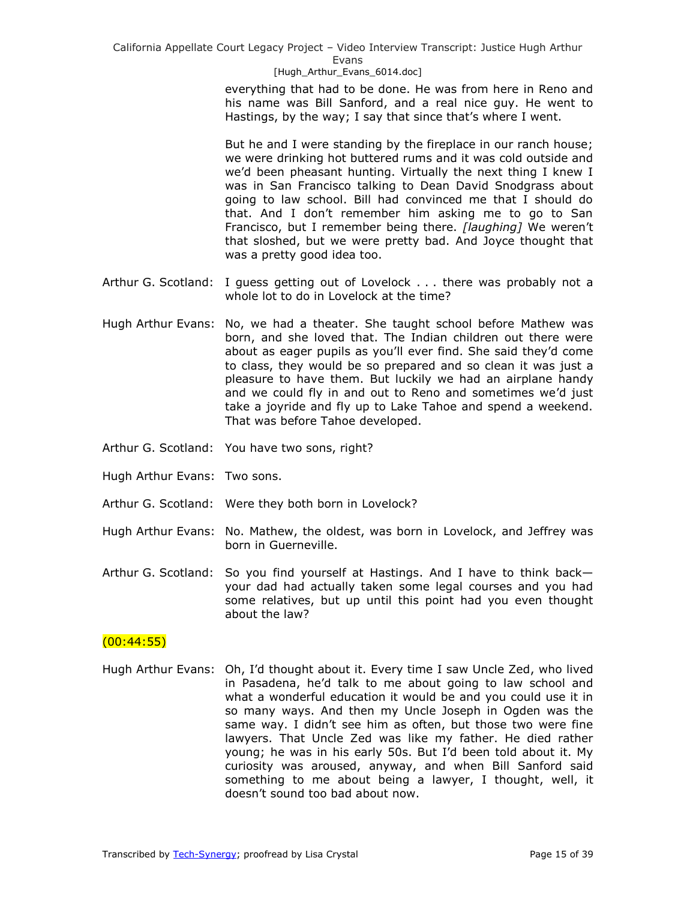everything that had to be done. He was from here in Reno and his name was Bill Sanford, and a real nice guy. He went to Hastings, by the way; I say that since that's where I went.

But he and I were standing by the fireplace in our ranch house; we were drinking hot buttered rums and it was cold outside and we'd been pheasant hunting. Virtually the next thing I knew I was in San Francisco talking to Dean David Snodgrass about going to law school. Bill had convinced me that I should do that. And I don't remember him asking me to go to San Francisco, but I remember being there. *[laughing]* We weren't that sloshed, but we were pretty bad. And Joyce thought that was a pretty good idea too.

Arthur G. Scotland: I guess getting out of Lovelock . . . there was probably not a whole lot to do in Lovelock at the time?

Hugh Arthur Evans: No, we had a theater. She taught school before Mathew was born, and she loved that. The Indian children out there were about as eager pupils as you'll ever find. She said they'd come to class, they would be so prepared and so clean it was just a pleasure to have them. But luckily we had an airplane handy and we could fly in and out to Reno and sometimes we'd just take a joyride and fly up to Lake Tahoe and spend a weekend. That was before Tahoe developed.

Arthur G. Scotland: You have two sons, right?

Hugh Arthur Evans: Two sons.

Arthur G. Scotland: Were they both born in Lovelock?

Hugh Arthur Evans: No. Mathew, the oldest, was born in Lovelock, and Jeffrey was born in Guerneville.

Arthur G. Scotland: So you find yourself at Hastings. And I have to think back—your dad had actually taken some legal courses and you had some relatives, but up until this point had you even thought about the law?

(00:44:55)

Hugh Arthur Evans: Oh, I'd thought about it. Every time I saw Uncle Zed, who lived in Pasadena, he'd talk to me about going to law school and what a wonderful education it would be and you could use it in so many ways. And then my Uncle Joseph in Ogden was the same way. I didn't see him as often, but those two were fine lawyers. That Uncle Zed was like my father. He died rather young; he was in his early 50s. But I'd been told about it. My curiosity was aroused, anyway, and when Bill Sanford said something to me about being a lawyer, I thought, well, it doesn't sound too bad about now.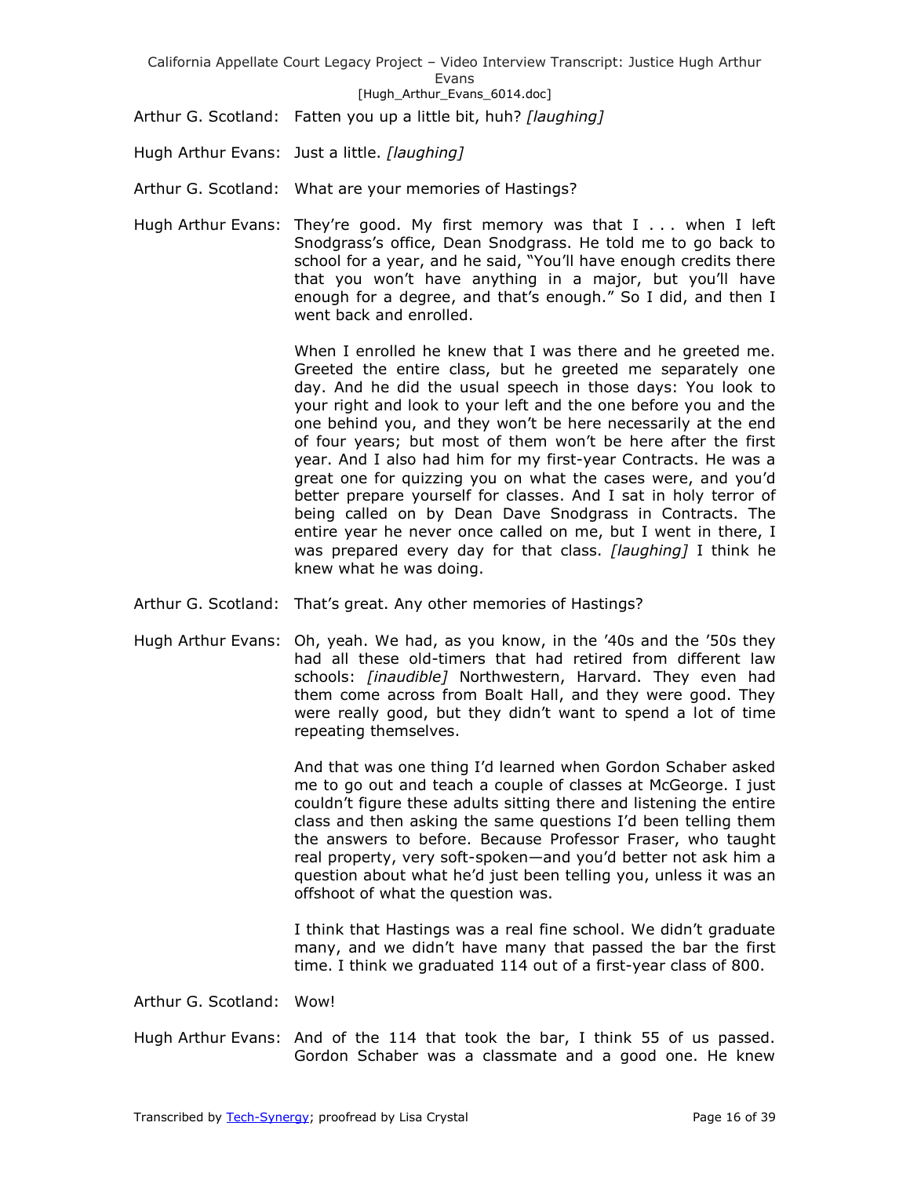Arthur G. Scotland: Fatten you up a little bit, huh? *[laughing]*

Hugh Arthur Evans: Just a little. *[laughing]*

Arthur G. Scotland: What are your memories of Hastings?

Hugh Arthur Evans: They're good. My first memory was that I . . . when I left Snodgrass's office, Dean Snodgrass. He told me to go back to school for a year, and he said, "You'll have enough credits there that you won't have anything in a major, but you'll have enough for a degree, and that's enough." So I did, and then I went back and enrolled.

When I enrolled he knew that I was there and he greeted me. Greeted the entire class, but he greeted me separately one day. And he did the usual speech in those days: You look to your right and look to your left and the one before you and the one behind you, and they won't be here necessarily at the end of four years; but most of them won't be here after the first year. And I also had him for my first-year Contracts. He was a great one for quizzing you on what the cases were, and you'd better prepare yourself for classes. And I sat in holy terror of being called on by Dean Dave Snodgrass in Contracts. The entire year he never once called on me, but I went in there, I was prepared every day for that class. *[laughing]* I think he knew what he was doing.

Arthur G. Scotland: That's great. Any other memories of Hastings?

Hugh Arthur Evans: Oh, yeah. We had, as you know, in the '40s and the '50s they had all these old-timers that had retired from different law schools: *[inaudible]* Northwestern, Harvard. They even had them come across from Boalt Hall, and they were good. They were really good, but they didn't want to spend a lot of time repeating themselves.

And that was one thing I'd learned when Gordon Schaber asked me to go out and teach a couple of classes at McGeorge. I just couldn't figure these adults sitting there and listening the entire class and then asking the same questions I'd been telling them the answers to before. Because Professor Fraser, who taught real property, very soft-spoken—and you'd better not ask him a question about what he'd just been telling you, unless it was an offshoot of what the question was.

I think that Hastings was a real fine school. We didn't graduate many, and we didn't have many that passed the bar the first time. I think we graduated 114 out of a first-year class of 800.

Arthur G. Scotland: Wow!

Hugh Arthur Evans: And of the 114 that took the bar, I think 55 of us passed. Gordon Schaber was a classmate and a good one. He knew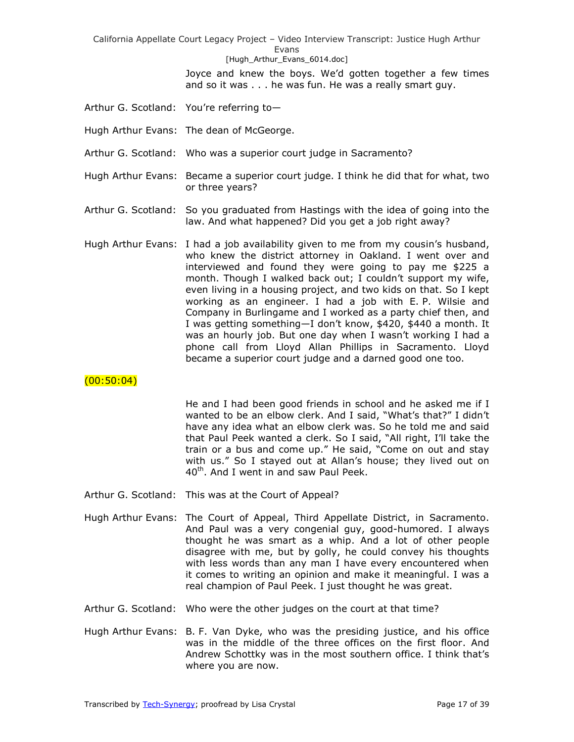Joyce and knew the boys. We'd gotten together a few times and so it was . . . he was fun. He was a really smart guy.

Arthur G. Scotland: You're referring to—

Hugh Arthur Evans: The dean of McGeorge.

Arthur G. Scotland: Who was a superior court judge in Sacramento?

Hugh Arthur Evans: Became a superior court judge. I think he did that for what, two or three years?

Arthur G. Scotland: So you graduated from Hastings with the idea of going into the law. And what happened? Did you get a job right away?

Hugh Arthur Evans: I had a job availability given to me from my cousin's husband, who knew the district attorney in Oakland. I went over and interviewed and found they were going to pay me $225 a month. Though I walked back out; I couldn't support my wife, even living in a housing project, and two kids on that. So I kept working as an engineer. I had a job with E. P. Wilsie and Company in Burlingame and I worked as a party chief then, and I was getting something—I don't know, $420, $440 a month. It was an hourly job. But one day when I wasn't working I had a phone call from Lloyd Allan Phillips in Sacramento. Lloyd became a superior court judge and a darned good one too.

(00:50:04)

He and I had been good friends in school and he asked me if I wanted to be an elbow clerk. And I said, "What's that?" I didn't have any idea what an elbow clerk was. So he told me and said that Paul Peek wanted a clerk. So I said, "All right, I'll take the train or a bus and come up." He said, "Come on out and stay with us." So I stayed out at Allan's house; they lived out on 40th. And I went in and saw Paul Peek.

Arthur G. Scotland: This was at the Court of Appeal?

Hugh Arthur Evans: The Court of Appeal, Third Appellate District, in Sacramento. And Paul was a very congenial guy, good-humored. I always thought he was smart as a whip. And a lot of other people disagree with me, but by golly, he could convey his thoughts with less words than any man I have every encountered when it comes to writing an opinion and make it meaningful. I was a real champion of Paul Peek. I just thought he was great.

Arthur G. Scotland: Who were the other judges on the court at that time?

Hugh Arthur Evans: B. F. Van Dyke, who was the presiding justice, and his office was in the middle of the three offices on the first floor. And Andrew Schottky was in the most southern office. I think that's where you are now.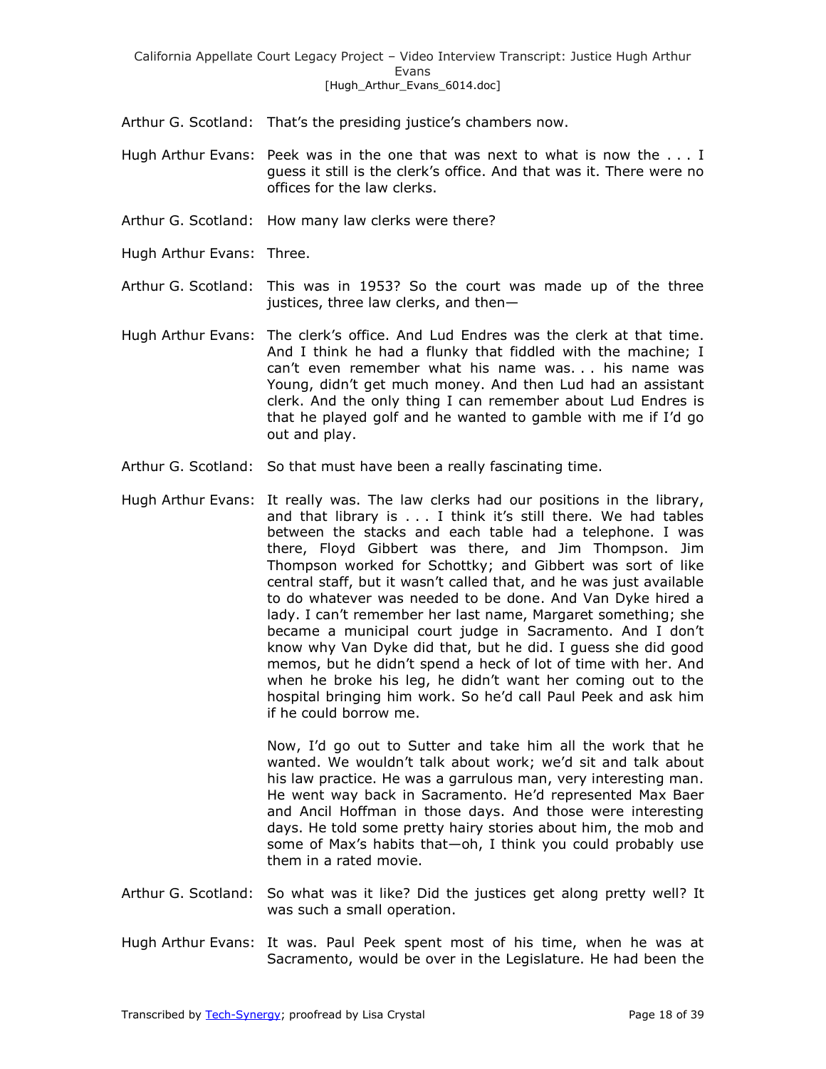Arthur G. Scotland: That's the presiding justice's chambers now.

Hugh Arthur Evans: Peek was in the one that was next to what is now the . . . I guess it still is the clerk's office. And that was it. There were no offices for the law clerks.

Arthur G. Scotland: How many law clerks were there?

Hugh Arthur Evans: Three.

Arthur G. Scotland: This was in 1953? So the court was made up of the three justices, three law clerks, and then—

Hugh Arthur Evans: The clerk's office. And Lud Endres was the clerk at that time. And I think he had a flunky that fiddled with the machine; I can't even remember what his name was. . . his name was Young, didn't get much money. And then Lud had an assistant clerk. And the only thing I can remember about Lud Endres is that he played golf and he wanted to gamble with me if I'd go out and play.

Arthur G. Scotland: So that must have been a really fascinating time.

Hugh Arthur Evans: It really was. The law clerks had our positions in the library, and that library is . . . I think it's still there. We had tables between the stacks and each table had a telephone. I was there, Floyd Gibbert was there, and Jim Thompson. Jim Thompson worked for Schottky; and Gibbert was sort of like central staff, but it wasn't called that, and he was just available to do whatever was needed to be done. And Van Dyke hired a lady. I can't remember her last name, Margaret something; she became a municipal court judge in Sacramento. And I don't know why Van Dyke did that, but he did. I guess she did good memos, but he didn't spend a heck of lot of time with her. And when he broke his leg, he didn't want her coming out to the hospital bringing him work. So he'd call Paul Peek and ask him if he could borrow me.

Now, I'd go out to Sutter and take him all the work that he wanted. We wouldn't talk about work; we'd sit and talk about his law practice. He was a garrulous man, very interesting man. He went way back in Sacramento. He'd represented Max Baer and Ancil Hoffman in those days. And those were interesting days. He told some pretty hairy stories about him, the mob and some of Max's habits that—oh, I think you could probably use them in a rated movie.

Arthur G. Scotland: So what was it like? Did the justices get along pretty well? It was such a small operation.

Hugh Arthur Evans: It was. Paul Peek spent most of his time, when he was at Sacramento, would be over in the Legislature. He had been the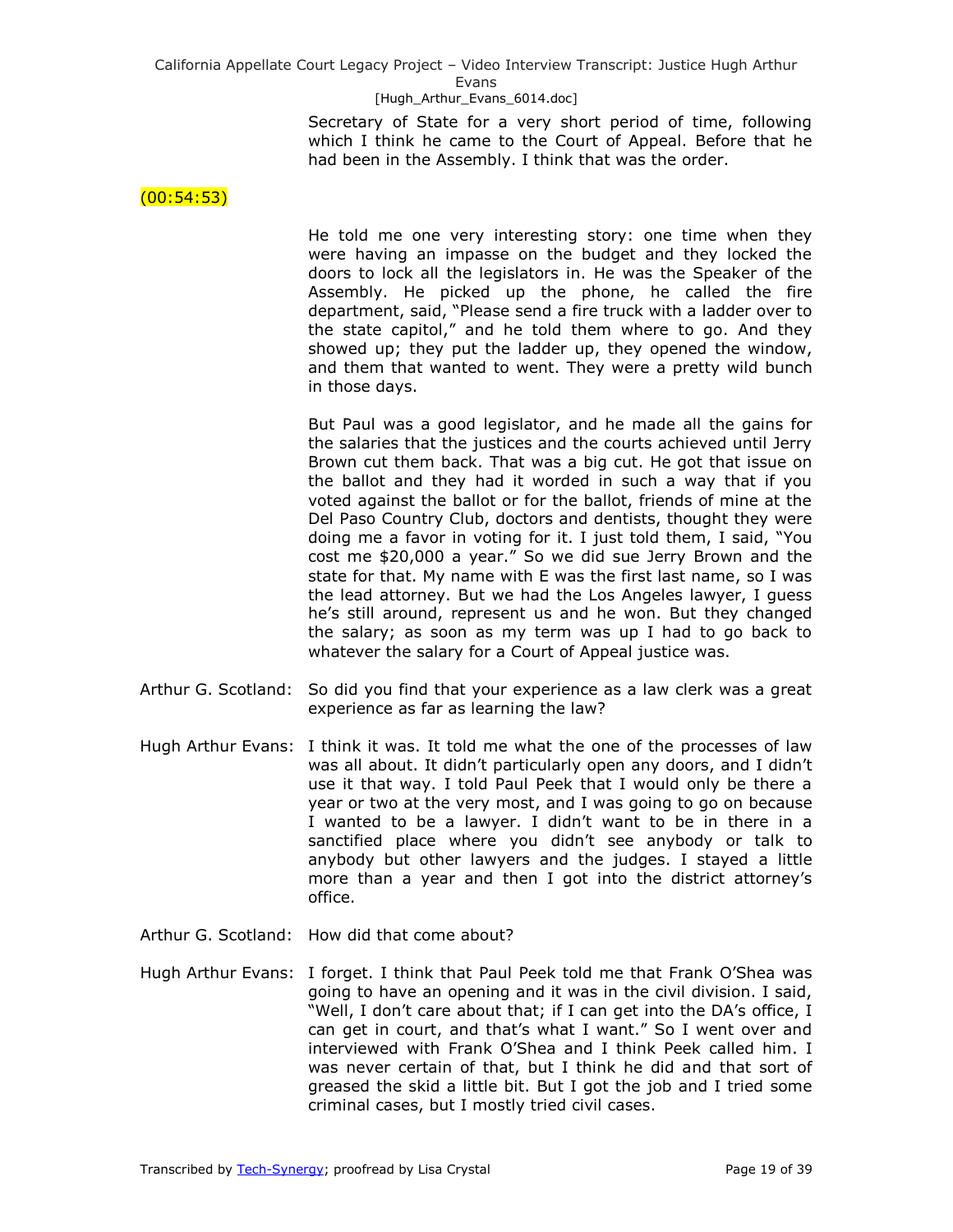Secretary of State for a very short period of time, following which I think he came to the Court of Appeal. Before that he had been in the Assembly. I think that was the order.

(00:54:53)

He told me one very interesting story: one time when they were having an impasse on the budget and they locked the doors to lock all the legislators in. He was the Speaker of the Assembly. He picked up the phone, he called the fire department, said, "Please send a fire truck with a ladder over to the state capitol," and he told them where to go. And they showed up; they put the ladder up, they opened the window, and them that wanted to went. They were a pretty wild bunch in those days.

But Paul was a good legislator, and he made all the gains for the salaries that the justices and the courts achieved until Jerry Brown cut them back. That was a big cut. He got that issue on the ballot and they had it worded in such a way that if you voted against the ballot or for the ballot, friends of mine at the Del Paso Country Club, doctors and dentists, thought they were doing me a favor in voting for it. I just told them, I said, "You cost me $20,000 a year." So we did sue Jerry Brown and the state for that. My name with E was the first last name, so I was the lead attorney. But we had the Los Angeles lawyer, I guess he's still around, represent us and he won. But they changed the salary; as soon as my term was up I had to go back to whatever the salary for a Court of Appeal justice was.

Arthur G. Scotland: So did you find that your experience as a law clerk was a great experience as far as learning the law?

Hugh Arthur Evans: I think it was. It told me what the one of the processes of law was all about. It didn't particularly open any doors, and I didn't use it that way. I told Paul Peek that I would only be there a year or two at the very most, and I was going to go on because I wanted to be a lawyer. I didn't want to be in there in a sanctified place where you didn't see anybody or talk to anybody but other lawyers and the judges. I stayed a little more than a year and then I got into the district attorney's office.

Arthur G. Scotland: How did that come about?

Hugh Arthur Evans: I forget. I think that Paul Peek told me that Frank O'Shea was going to have an opening and it was in the civil division. I said, "Well, I don't care about that; if I can get into the DA's office, I can get in court, and that's what I want." So I went over and interviewed with Frank O'Shea and I think Peek called him. I was never certain of that, but I think he did and that sort of greased the skid a little bit. But I got the job and I tried some criminal cases, but I mostly tried civil cases.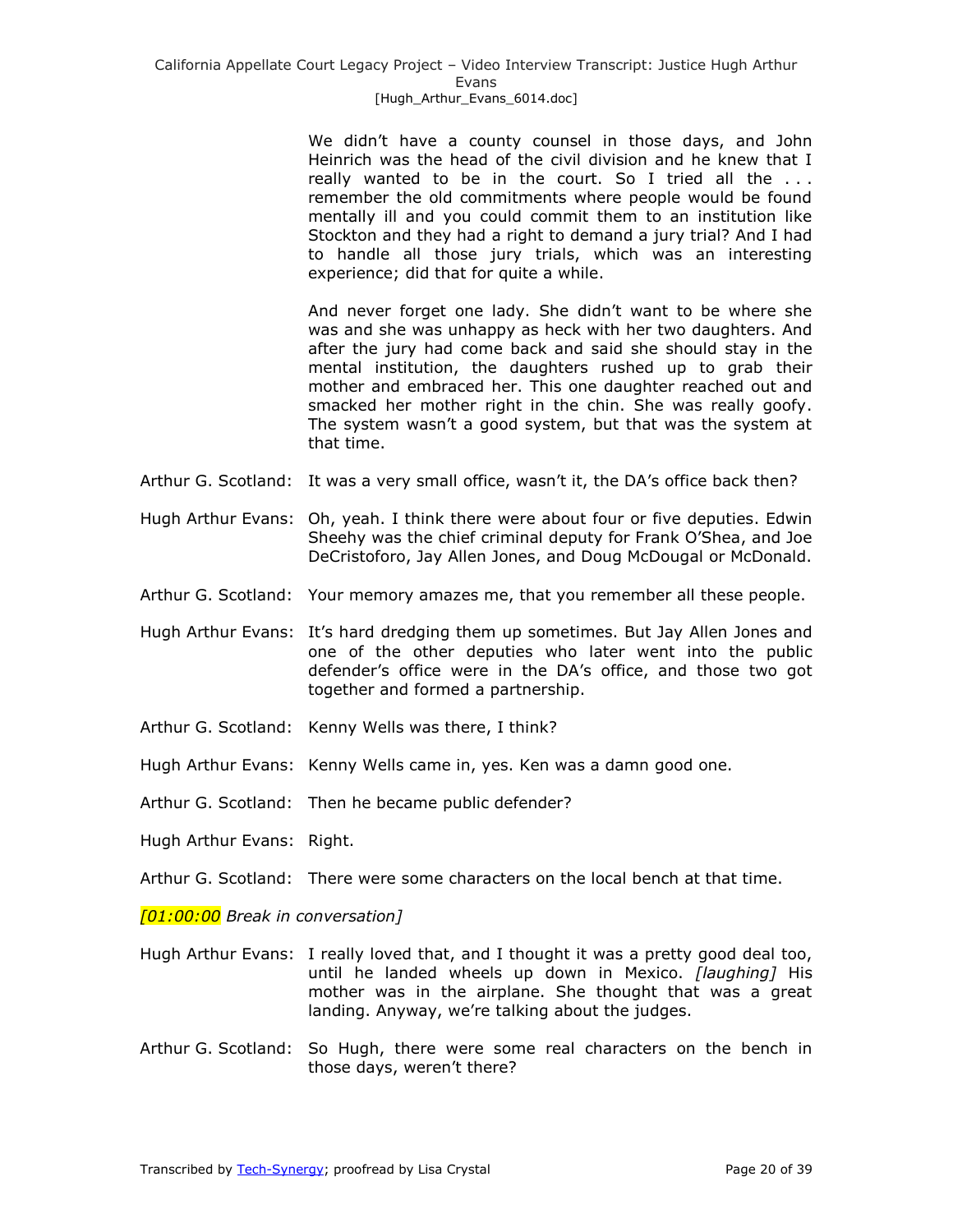We didn't have a county counsel in those days, and John Heinrich was the head of the civil division and he knew that I really wanted to be in the court. So I tried all the . . . remember the old commitments where people would be found mentally ill and you could commit them to an institution like Stockton and they had a right to demand a jury trial? And I had to handle all those jury trials, which was an interesting experience; did that for quite a while.

And never forget one lady. She didn't want to be where she was and she was unhappy as heck with her two daughters. And after the jury had come back and said she should stay in the mental institution, the daughters rushed up to grab their mother and embraced her. This one daughter reached out and smacked her mother right in the chin. She was really goofy. The system wasn't a good system, but that was the system at that time.

Arthur G. Scotland: It was a very small office, wasn't it, the DA's office back then?

Hugh Arthur Evans: Oh, yeah. I think there were about four or five deputies. Edwin Sheehy was the chief criminal deputy for Frank O'Shea, and Joe DeCristoforo, Jay Allen Jones, and Doug McDougal or McDonald.

Arthur G. Scotland: Your memory amazes me, that you remember all these people.

Hugh Arthur Evans: It's hard dredging them up sometimes. But Jay Allen Jones and one of the other deputies who later went into the public defender's office were in the DA's office, and those two got together and formed a partnership.

Arthur G. Scotland: Kenny Wells was there, I think?

Hugh Arthur Evans: Kenny Wells came in, yes. Ken was a damn good one.

Arthur G. Scotland: Then he became public defender?

Hugh Arthur Evans: Right.

Arthur G. Scotland: There were some characters on the local bench at that time.

*[01:00:00 Break in conversation]*

Hugh Arthur Evans: I really loved that, and I thought it was a pretty good deal too, until he landed wheels up down in Mexico. *[laughing]* His mother was in the airplane. She thought that was a great landing. Anyway, we're talking about the judges.

Arthur G. Scotland: So Hugh, there were some real characters on the bench in those days, weren't there?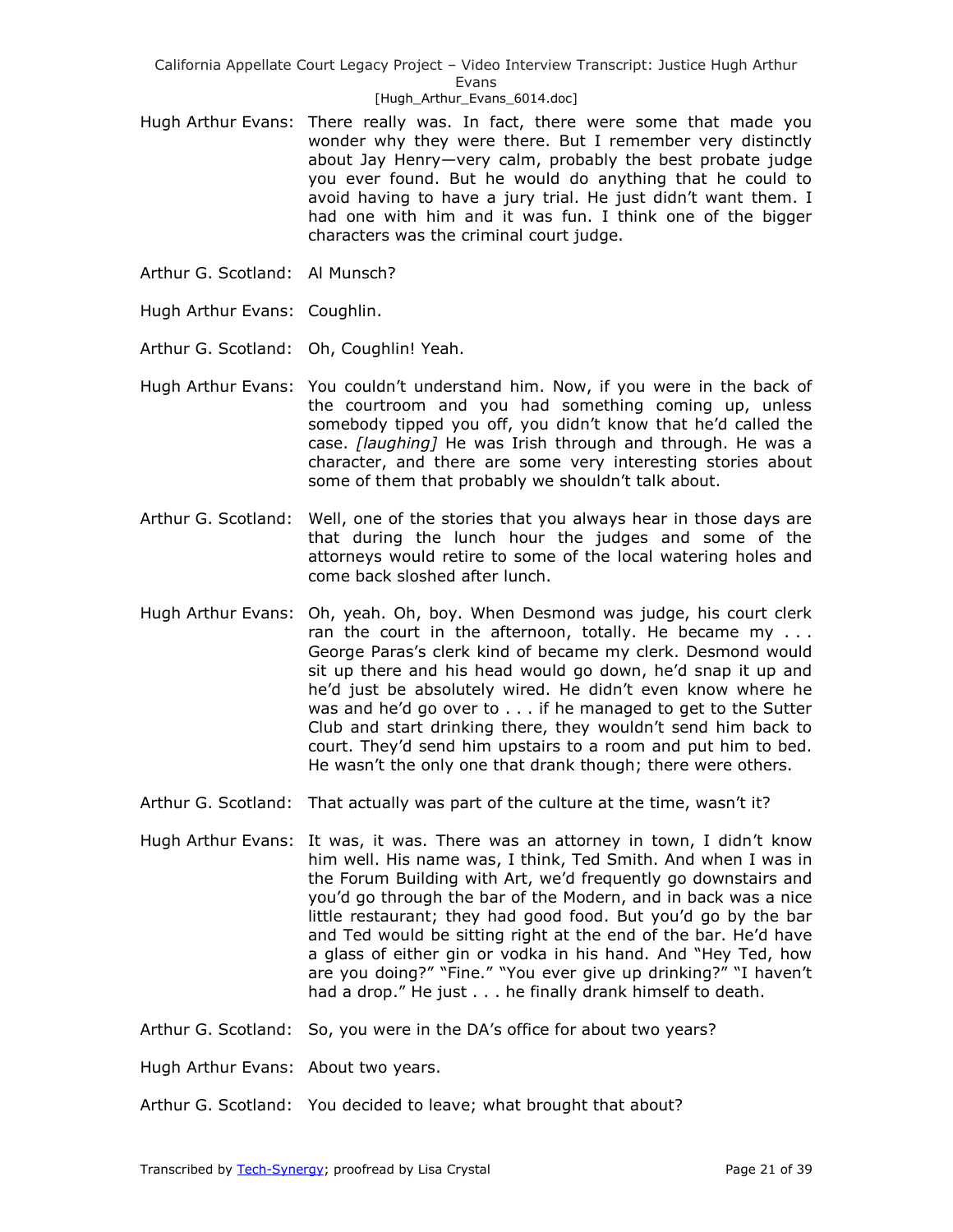Hugh Arthur Evans: There really was. In fact, there were some that made you wonder why they were there. But I remember very distinctly about Jay Henry—very calm, probably the best probate judge you ever found. But he would do anything that he could to avoid having to have a jury trial. He just didn't want them. I had one with him and it was fun. I think one of the bigger characters was the criminal court judge.

Arthur G. Scotland: Al Munsch?

Hugh Arthur Evans: Coughlin.

Arthur G. Scotland: Oh, Coughlin! Yeah.

Hugh Arthur Evans: You couldn't understand him. Now, if you were in the back of the courtroom and you had something coming up, unless somebody tipped you off, you didn't know that he'd called the case. *[laughing]* He was Irish through and through. He was a character, and there are some very interesting stories about some of them that probably we shouldn't talk about.

Arthur G. Scotland: Well, one of the stories that you always hear in those days are that during the lunch hour the judges and some of the attorneys would retire to some of the local watering holes and come back sloshed after lunch.

Hugh Arthur Evans: Oh, yeah. Oh, boy. When Desmond was judge, his court clerk ran the court in the afternoon, totally. He became my . . . George Paras's clerk kind of became my clerk. Desmond would sit up there and his head would go down, he'd snap it up and he'd just be absolutely wired. He didn't even know where he was and he'd go over to . . . if he managed to get to the Sutter Club and start drinking there, they wouldn't send him back to court. They'd send him upstairs to a room and put him to bed. He wasn't the only one that drank though; there were others.

Arthur G. Scotland: That actually was part of the culture at the time, wasn't it?

Hugh Arthur Evans: It was, it was. There was an attorney in town, I didn't know him well. His name was, I think, Ted Smith. And when I was in the Forum Building with Art, we'd frequently go downstairs and you'd go through the bar of the Modern, and in back was a nice little restaurant; they had good food. But you'd go by the bar and Ted would be sitting right at the end of the bar. He'd have a glass of either gin or vodka in his hand. And "Hey Ted, how are you doing?" "Fine." "You ever give up drinking?" "I haven't had a drop." He just . . . he finally drank himself to death.

Arthur G. Scotland: So, you were in the DA's office for about two years?

Hugh Arthur Evans: About two years.

Arthur G. Scotland: You decided to leave; what brought that about?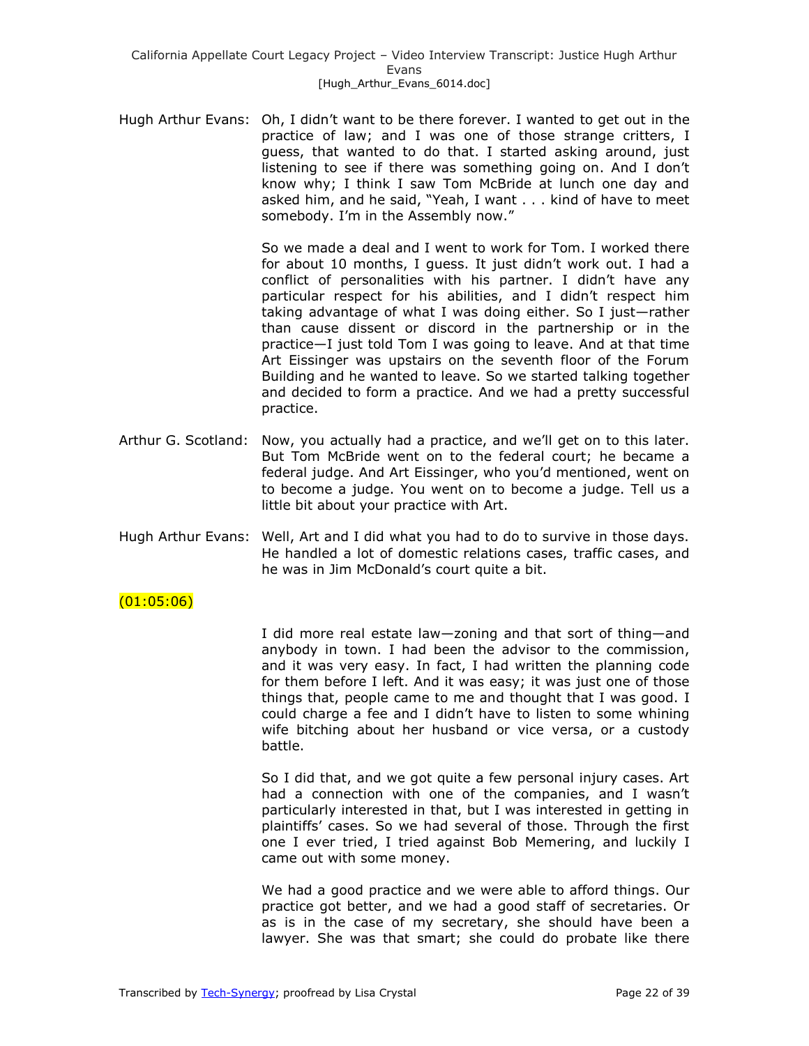Hugh Arthur Evans: Oh, I didn't want to be there forever. I wanted to get out in the practice of law; and I was one of those strange critters, I guess, that wanted to do that. I started asking around, just listening to see if there was something going on. And I don't know why; I think I saw Tom McBride at lunch one day and asked him, and he said, "Yeah, I want . . . kind of have to meet somebody. I'm in the Assembly now."

So we made a deal and I went to work for Tom. I worked there for about 10 months, I guess. It just didn't work out. I had a conflict of personalities with his partner. I didn't have any particular respect for his abilities, and I didn't respect him taking advantage of what I was doing either. So I just—rather than cause dissent or discord in the partnership or in the practice—I just told Tom I was going to leave. And at that time Art Eissinger was upstairs on the seventh floor of the Forum Building and he wanted to leave. So we started talking together and decided to form a practice. And we had a pretty successful practice.

Arthur G. Scotland: Now, you actually had a practice, and we'll get on to this later. But Tom McBride went on to the federal court; he became a federal judge. And Art Eissinger, who you'd mentioned, went on to become a judge. You went on to become a judge. Tell us a little bit about your practice with Art.

Hugh Arthur Evans: Well, Art and I did what you had to do to survive in those days. He handled a lot of domestic relations cases, traffic cases, and he was in Jim McDonald's court quite a bit.

(01:05:06)

I did more real estate law—zoning and that sort of thing—and anybody in town. I had been the advisor to the commission, and it was very easy. In fact, I had written the planning code for them before I left. And it was easy; it was just one of those things that, people came to me and thought that I was good. I could charge a fee and I didn't have to listen to some whining wife bitching about her husband or vice versa, or a custody battle.

So I did that, and we got quite a few personal injury cases. Art had a connection with one of the companies, and I wasn't particularly interested in that, but I was interested in getting in plaintiffs' cases. So we had several of those. Through the first one I ever tried, I tried against Bob Memering, and luckily I came out with some money.

We had a good practice and we were able to afford things. Our practice got better, and we had a good staff of secretaries. Or as is in the case of my secretary, she should have been a lawyer. She was that smart; she could do probate like there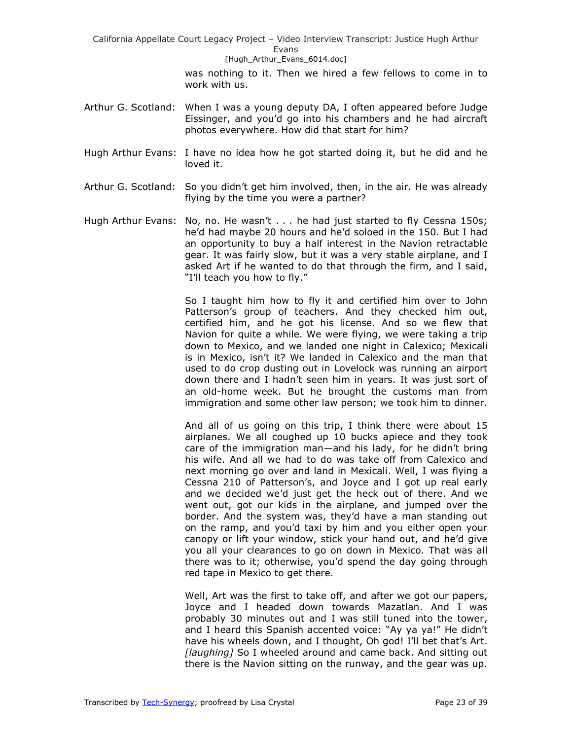was nothing to it. Then we hired a few fellows to come in to work with us.

Arthur G. Scotland: When I was a young deputy DA, I often appeared before Judge Eissinger, and you'd go into his chambers and he had aircraft photos everywhere. How did that start for him?

Hugh Arthur Evans: I have no idea how he got started doing it, but he did and he loved it.

Arthur G. Scotland: So you didn't get him involved, then, in the air. He was already flying by the time you were a partner?

Hugh Arthur Evans: No, no. He wasn't . . . he had just started to fly Cessna 150s; he'd had maybe 20 hours and he'd soloed in the 150. But I had an opportunity to buy a half interest in the Navion retractable gear. It was fairly slow, but it was a very stable airplane, and I asked Art if he wanted to do that through the firm, and I said, "I'll teach you how to fly."

So I taught him how to fly it and certified him over to John Patterson's group of teachers. And they checked him out, certified him, and he got his license. And so we flew that Navion for quite a while. We were flying, we were taking a trip down to Mexico, and we landed one night in Calexico; Mexicali is in Mexico, isn't it? We landed in Calexico and the man that used to do crop dusting out in Lovelock was running an airport down there and I hadn't seen him in years. It was just sort of an old-home week. But he brought the customs man from immigration and some other law person; we took him to dinner.

And all of us going on this trip, I think there were about 15 airplanes. We all coughed up 10 bucks apiece and they took care of the immigration man—and his lady, for he didn't bring his wife. And all we had to do was take off from Calexico and next morning go over and land in Mexicali. Well, I was flying a Cessna 210 of Patterson's, and Joyce and I got up real early and we decided we'd just get the heck out of there. And we went out, got our kids in the airplane, and jumped over the border. And the system was, they'd have a man standing out on the ramp, and you'd taxi by him and you either open your canopy or lift your window, stick your hand out, and he'd give you all your clearances to go on down in Mexico. That was all there was to it; otherwise, you'd spend the day going through red tape in Mexico to get there.

Well, Art was the first to take off, and after we got our papers, Joyce and I headed down towards Mazatlan. And I was probably 30 minutes out and I was still tuned into the tower, and I heard this Spanish accented voice: "Ay ya ya!" He didn't have his wheels down, and I thought, Oh god! I'll bet that's Art. *[laughing]* So I wheeled around and came back. And sitting out there is the Navion sitting on the runway, and the gear was up.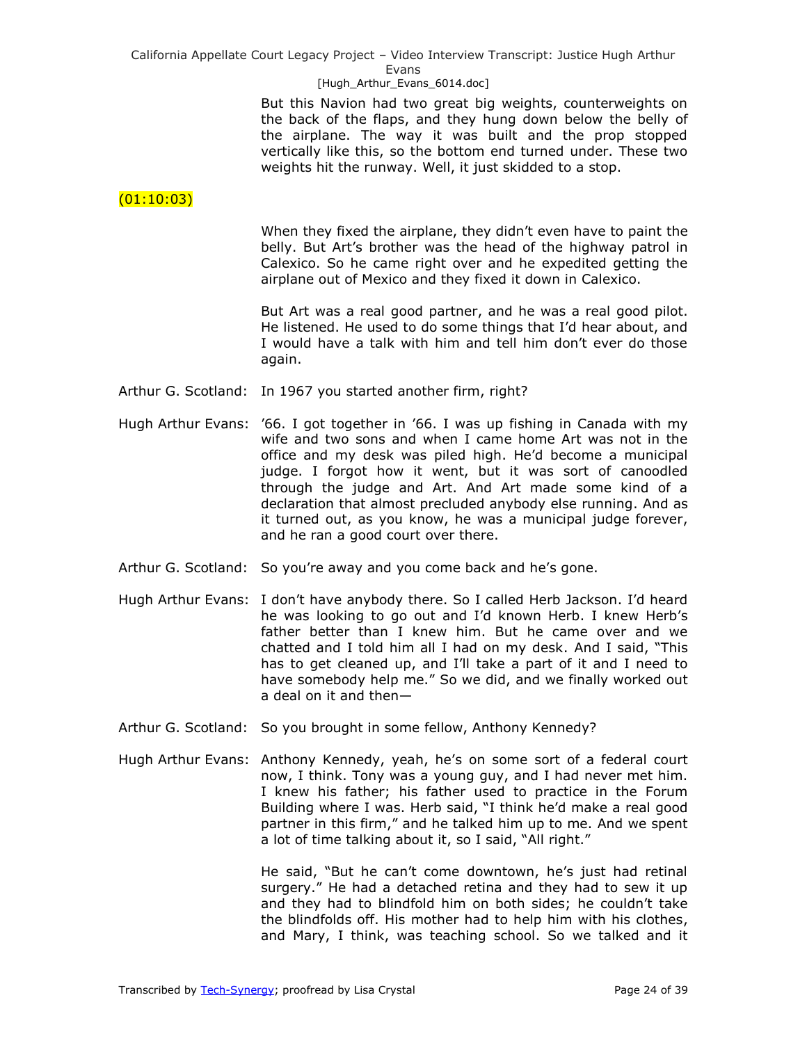But this Navion had two great big weights, counterweights on the back of the flaps, and they hung down below the belly of the airplane. The way it was built and the prop stopped vertically like this, so the bottom end turned under. These two weights hit the runway. Well, it just skidded to a stop.

(01:10:03)

When they fixed the airplane, they didn't even have to paint the belly. But Art's brother was the head of the highway patrol in Calexico. So he came right over and he expedited getting the airplane out of Mexico and they fixed it down in Calexico.

But Art was a real good partner, and he was a real good pilot. He listened. He used to do some things that I'd hear about, and I would have a talk with him and tell him don't ever do those again.

Arthur G. Scotland: In 1967 you started another firm, right?

Hugh Arthur Evans: '66. I got together in '66. I was up fishing in Canada with my wife and two sons and when I came home Art was not in the office and my desk was piled high. He'd become a municipal judge. I forgot how it went, but it was sort of canoodled through the judge and Art. And Art made some kind of a declaration that almost precluded anybody else running. And as it turned out, as you know, he was a municipal judge forever, and he ran a good court over there.

Arthur G. Scotland: So you're away and you come back and he's gone.

Hugh Arthur Evans: I don't have anybody there. So I called Herb Jackson. I'd heard he was looking to go out and I'd known Herb. I knew Herb's father better than I knew him. But he came over and we chatted and I told him all I had on my desk. And I said, "This has to get cleaned up, and I'll take a part of it and I need to have somebody help me." So we did, and we finally worked out a deal on it and then—

Arthur G. Scotland: So you brought in some fellow, Anthony Kennedy?

Hugh Arthur Evans: Anthony Kennedy, yeah, he's on some sort of a federal court now, I think. Tony was a young guy, and I had never met him. I knew his father; his father used to practice in the Forum Building where I was. Herb said, "I think he'd make a real good partner in this firm," and he talked him up to me. And we spent a lot of time talking about it, so I said, "All right."

He said, "But he can't come downtown, he's just had retinal surgery." He had a detached retina and they had to sew it up and they had to blindfold him on both sides; he couldn't take the blindfolds off. His mother had to help him with his clothes, and Mary, I think, was teaching school. So we talked and it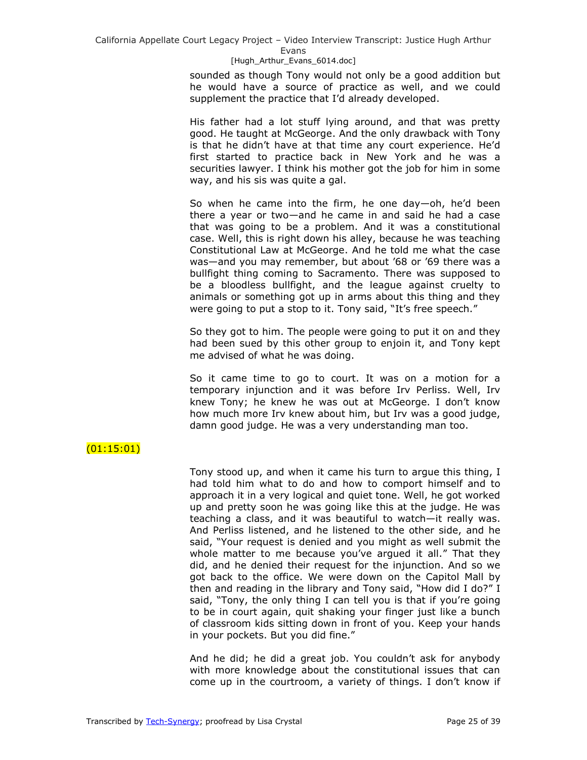sounded as though Tony would not only be a good addition but he would have a source of practice as well, and we could supplement the practice that I'd already developed.

His father had a lot stuff lying around, and that was pretty good. He taught at McGeorge. And the only drawback with Tony is that he didn't have at that time any court experience. He'd first started to practice back in New York and he was a securities lawyer. I think his mother got the job for him in some way, and his sis was quite a gal.

So when he came into the firm, he one day—oh, he'd been there a year or two—and he came in and said he had a case that was going to be a problem. And it was a constitutional case. Well, this is right down his alley, because he was teaching Constitutional Law at McGeorge. And he told me what the case was—and you may remember, but about '68 or '69 there was a bullfight thing coming to Sacramento. There was supposed to be a bloodless bullfight, and the league against cruelty to animals or something got up in arms about this thing and they were going to put a stop to it. Tony said, "It's free speech."

So they got to him. The people were going to put it on and they had been sued by this other group to enjoin it, and Tony kept me advised of what he was doing.

So it came time to go to court. It was on a motion for a temporary injunction and it was before Irv Perliss. Well, Irv knew Tony; he knew he was out at McGeorge. I don't know how much more Irv knew about him, but Irv was a good judge, damn good judge. He was a very understanding man too.

(01:15:01)

Tony stood up, and when it came his turn to argue this thing, I had told him what to do and how to comport himself and to approach it in a very logical and quiet tone. Well, he got worked up and pretty soon he was going like this at the judge. He was teaching a class, and it was beautiful to watch—it really was. And Perliss listened, and he listened to the other side, and he said, "Your request is denied and you might as well submit the whole matter to me because you've argued it all." That they did, and he denied their request for the injunction. And so we got back to the office. We were down on the Capitol Mall by then and reading in the library and Tony said, "How did I do?" I said, "Tony, the only thing I can tell you is that if you're going to be in court again, quit shaking your finger just like a bunch of classroom kids sitting down in front of you. Keep your hands in your pockets. But you did fine."

And he did; he did a great job. You couldn't ask for anybody with more knowledge about the constitutional issues that can come up in the courtroom, a variety of things. I don't know if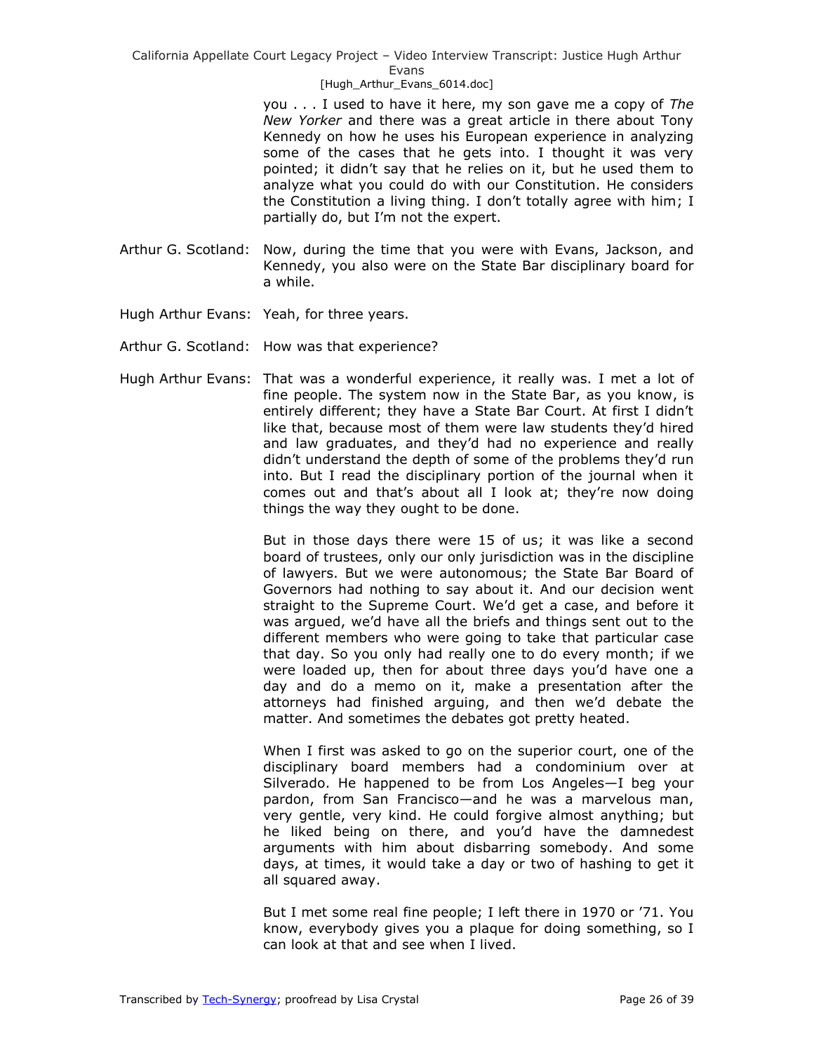you . . . I used to have it here, my son gave me a copy of *The New Yorker* and there was a great article in there about Tony Kennedy on how he uses his European experience in analyzing some of the cases that he gets into. I thought it was very pointed; it didn't say that he relies on it, but he used them to analyze what you could do with our Constitution. He considers the Constitution a living thing. I don't totally agree with him; I partially do, but I'm not the expert.

Arthur G. Scotland: Now, during the time that you were with Evans, Jackson, and Kennedy, you also were on the State Bar disciplinary board for a while.

Hugh Arthur Evans: Yeah, for three years.

Arthur G. Scotland: How was that experience?

Hugh Arthur Evans: That was a wonderful experience, it really was. I met a lot of fine people. The system now in the State Bar, as you know, is entirely different; they have a State Bar Court. At first I didn't like that, because most of them were law students they'd hired and law graduates, and they'd had no experience and really didn't understand the depth of some of the problems they'd run into. But I read the disciplinary portion of the journal when it comes out and that's about all I look at; they're now doing things the way they ought to be done.

But in those days there were 15 of us; it was like a second board of trustees, only our only jurisdiction was in the discipline of lawyers. But we were autonomous; the State Bar Board of Governors had nothing to say about it. And our decision went straight to the Supreme Court. We'd get a case, and before it was argued, we'd have all the briefs and things sent out to the different members who were going to take that particular case that day. So you only had really one to do every month; if we were loaded up, then for about three days you'd have one a day and do a memo on it, make a presentation after the attorneys had finished arguing, and then we'd debate the matter. And sometimes the debates got pretty heated.

When I first was asked to go on the superior court, one of the disciplinary board members had a condominium over at Silverado. He happened to be from Los Angeles—I beg your pardon, from San Francisco—and he was a marvelous man, very gentle, very kind. He could forgive almost anything; but he liked being on there, and you'd have the damnedest arguments with him about disbarring somebody. And some days, at times, it would take a day or two of hashing to get it all squared away.

But I met some real fine people; I left there in 1970 or '71. You know, everybody gives you a plaque for doing something, so I can look at that and see when I lived.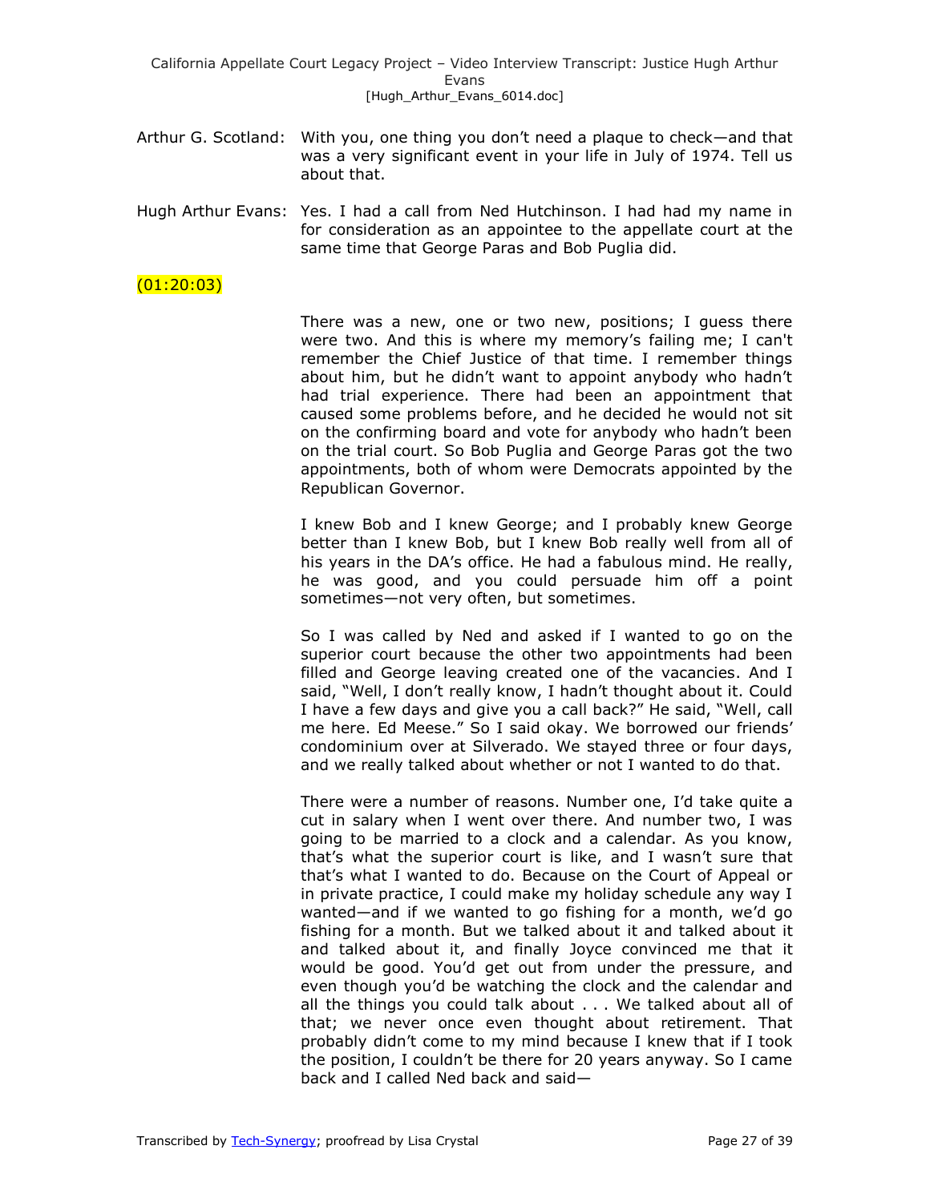Arthur G. Scotland: With you, one thing you don't need a plaque to check—and that was a very significant event in your life in July of 1974. Tell us about that.

Hugh Arthur Evans: Yes. I had a call from Ned Hutchinson. I had had my name in for consideration as an appointee to the appellate court at the same time that George Paras and Bob Puglia did.

(01:20:03)

There was a new, one or two new, positions; I guess there were two. And this is where my memory's failing me; I can't remember the Chief Justice of that time. I remember things about him, but he didn't want to appoint anybody who hadn't had trial experience. There had been an appointment that caused some problems before, and he decided he would not sit on the confirming board and vote for anybody who hadn't been on the trial court. So Bob Puglia and George Paras got the two appointments, both of whom were Democrats appointed by the Republican Governor.

I knew Bob and I knew George; and I probably knew George better than I knew Bob, but I knew Bob really well from all of his years in the DA's office. He had a fabulous mind. He really, he was good, and you could persuade him off a point sometimes—not very often, but sometimes.

So I was called by Ned and asked if I wanted to go on the superior court because the other two appointments had been filled and George leaving created one of the vacancies. And I said, "Well, I don't really know, I hadn't thought about it. Could I have a few days and give you a call back?" He said, "Well, call me here. Ed Meese." So I said okay. We borrowed our friends' condominium over at Silverado. We stayed three or four days, and we really talked about whether or not I wanted to do that.

There were a number of reasons. Number one, I'd take quite a cut in salary when I went over there. And number two, I was going to be married to a clock and a calendar. As you know, that's what the superior court is like, and I wasn't sure that that's what I wanted to do. Because on the Court of Appeal or in private practice, I could make my holiday schedule any way I wanted—and if we wanted to go fishing for a month, we'd go fishing for a month. But we talked about it and talked about it and talked about it, and finally Joyce convinced me that it would be good. You'd get out from under the pressure, and even though you'd be watching the clock and the calendar and all the things you could talk about . . . We talked about all of that; we never once even thought about retirement. That probably didn't come to my mind because I knew that if I took the position, I couldn't be there for 20 years anyway. So I came back and I called Ned back and said—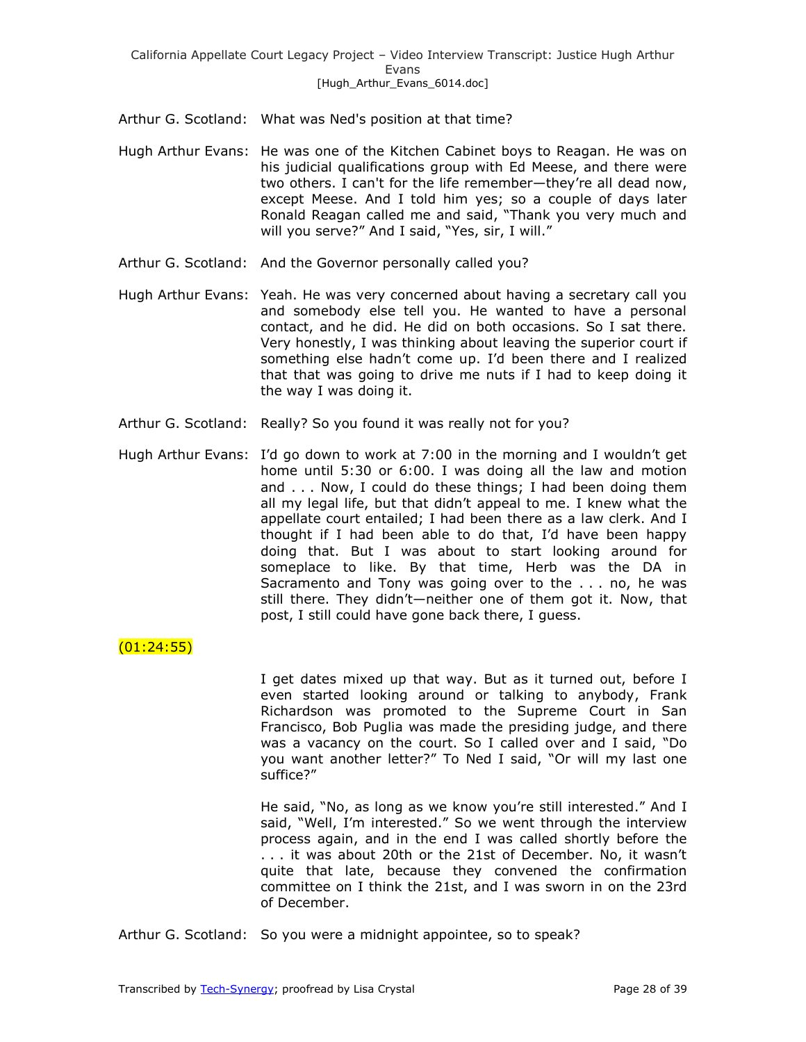Arthur G. Scotland: What was Ned's position at that time?

Hugh Arthur Evans: He was one of the Kitchen Cabinet boys to Reagan. He was on his judicial qualifications group with Ed Meese, and there were two others. I can't for the life remember—they're all dead now, except Meese. And I told him yes; so a couple of days later Ronald Reagan called me and said, "Thank you very much and will you serve?" And I said, "Yes, sir, I will."

Arthur G. Scotland: And the Governor personally called you?

Hugh Arthur Evans: Yeah. He was very concerned about having a secretary call you and somebody else tell you. He wanted to have a personal contact, and he did. He did on both occasions. So I sat there. Very honestly, I was thinking about leaving the superior court if something else hadn't come up. I'd been there and I realized that that was going to drive me nuts if I had to keep doing it the way I was doing it.

Arthur G. Scotland: Really? So you found it was really not for you?

Hugh Arthur Evans: I'd go down to work at 7:00 in the morning and I wouldn't get home until 5:30 or 6:00. I was doing all the law and motion and . . . Now, I could do these things; I had been doing them all my legal life, but that didn't appeal to me. I knew what the appellate court entailed; I had been there as a law clerk. And I thought if I had been able to do that, I'd have been happy doing that. But I was about to start looking around for someplace to like. By that time, Herb was the DA in Sacramento and Tony was going over to the . . . no, he was still there. They didn't—neither one of them got it. Now, that post, I still could have gone back there, I guess.

(01:24:55)

I get dates mixed up that way. But as it turned out, before I even started looking around or talking to anybody, Frank Richardson was promoted to the Supreme Court in San Francisco, Bob Puglia was made the presiding judge, and there was a vacancy on the court. So I called over and I said, "Do you want another letter?" To Ned I said, "Or will my last one suffice?"

He said, "No, as long as we know you're still interested." And I said, "Well, I'm interested." So we went through the interview process again, and in the end I was called shortly before the . . . it was about 20th or the 21st of December. No, it wasn't quite that late, because they convened the confirmation committee on I think the 21st, and I was sworn in on the 23rd of December.

Arthur G. Scotland: So you were a midnight appointee, so to speak?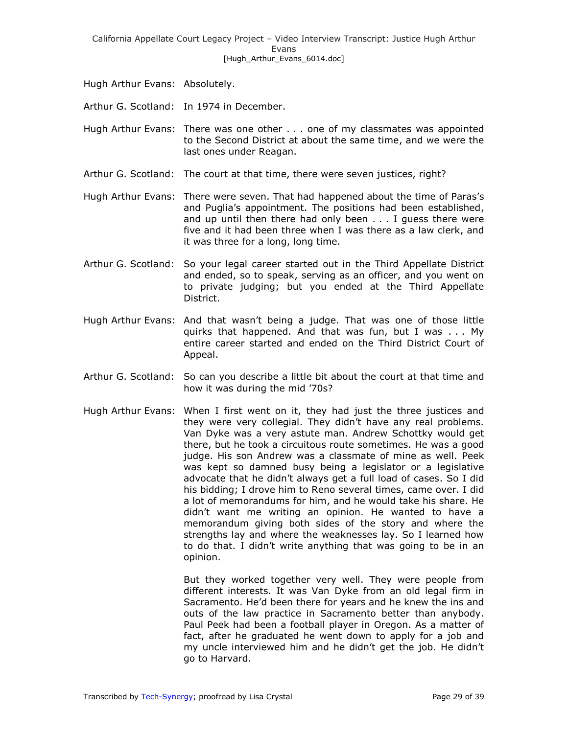Hugh Arthur Evans: Absolutely.

Arthur G. Scotland: In 1974 in December.

Hugh Arthur Evans: There was one other . . . one of my classmates was appointed to the Second District at about the same time, and we were the last ones under Reagan.

Arthur G. Scotland: The court at that time, there were seven justices, right?

Hugh Arthur Evans: There were seven. That had happened about the time of Paras's and Puglia's appointment. The positions had been established, and up until then there had only been . . . I guess there were five and it had been three when I was there as a law clerk, and it was three for a long, long time.

Arthur G. Scotland: So your legal career started out in the Third Appellate District and ended, so to speak, serving as an officer, and you went on to private judging; but you ended at the Third Appellate District.

Hugh Arthur Evans: And that wasn't being a judge. That was one of those little quirks that happened. And that was fun, but I was . . . My entire career started and ended on the Third District Court of Appeal.

Arthur G. Scotland: So can you describe a little bit about the court at that time and how it was during the mid '70s?

Hugh Arthur Evans: When I first went on it, they had just the three justices and they were very collegial. They didn't have any real problems. Van Dyke was a very astute man. Andrew Schottky would get there, but he took a circuitous route sometimes. He was a good judge. His son Andrew was a classmate of mine as well. Peek was kept so damned busy being a legislator or a legislative advocate that he didn't always get a full load of cases. So I did his bidding; I drove him to Reno several times, came over. I did a lot of memorandums for him, and he would take his share. He didn't want me writing an opinion. He wanted to have a memorandum giving both sides of the story and where the strengths lay and where the weaknesses lay. So I learned how to do that. I didn't write anything that was going to be in an opinion.

But they worked together very well. They were people from different interests. It was Van Dyke from an old legal firm in Sacramento. He'd been there for years and he knew the ins and outs of the law practice in Sacramento better than anybody. Paul Peek had been a football player in Oregon. As a matter of fact, after he graduated he went down to apply for a job and my uncle interviewed him and he didn't get the job. He didn't go to Harvard.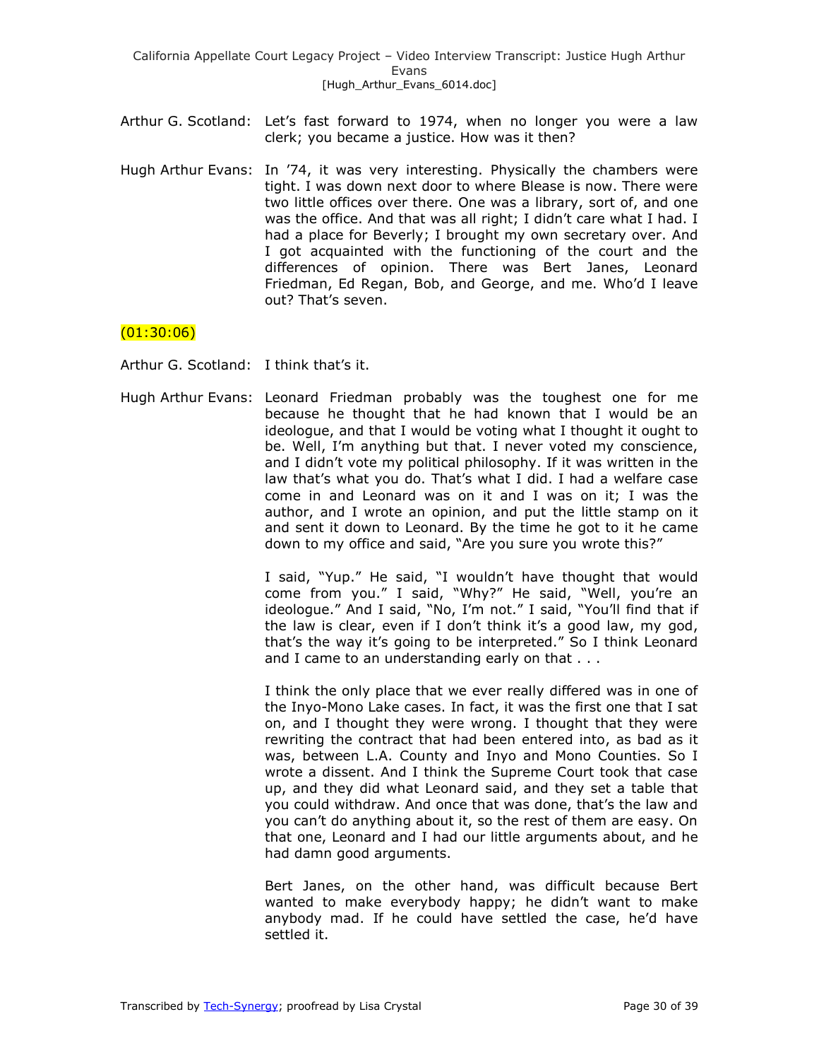Arthur G. Scotland: Let's fast forward to 1974, when no longer you were a law clerk; you became a justice. How was it then?

Hugh Arthur Evans: In '74, it was very interesting. Physically the chambers were tight. I was down next door to where Blease is now. There were two little offices over there. One was a library, sort of, and one was the office. And that was all right; I didn't care what I had. I had a place for Beverly; I brought my own secretary over. And I got acquainted with the functioning of the court and the differences of opinion. There was Bert Janes, Leonard Friedman, Ed Regan, Bob, and George, and me. Who'd I leave out? That's seven.

(01:30:06)

Arthur G. Scotland: I think that's it.

Hugh Arthur Evans: Leonard Friedman probably was the toughest one for me because he thought that he had known that I would be an ideologue, and that I would be voting what I thought it ought to be. Well, I'm anything but that. I never voted my conscience, and I didn't vote my political philosophy. If it was written in the law that's what you do. That's what I did. I had a welfare case come in and Leonard was on it and I was on it; I was the author, and I wrote an opinion, and put the little stamp on it and sent it down to Leonard. By the time he got to it he came down to my office and said, "Are you sure you wrote this?"

I said, "Yup." He said, "I wouldn't have thought that would come from you." I said, "Why?" He said, "Well, you're an ideologue." And I said, "No, I'm not." I said, "You'll find that if the law is clear, even if I don't think it's a good law, my god, that's the way it's going to be interpreted." So I think Leonard and I came to an understanding early on that . . .

I think the only place that we ever really differed was in one of the Inyo-Mono Lake cases. In fact, it was the first one that I sat on, and I thought they were wrong. I thought that they were rewriting the contract that had been entered into, as bad as it was, between L.A. County and Inyo and Mono Counties. So I wrote a dissent. And I think the Supreme Court took that case up, and they did what Leonard said, and they set a table that you could withdraw. And once that was done, that's the law and you can't do anything about it, so the rest of them are easy. On that one, Leonard and I had our little arguments about, and he had damn good arguments.

Bert Janes, on the other hand, was difficult because Bert wanted to make everybody happy; he didn't want to make anybody mad. If he could have settled the case, he'd have settled it.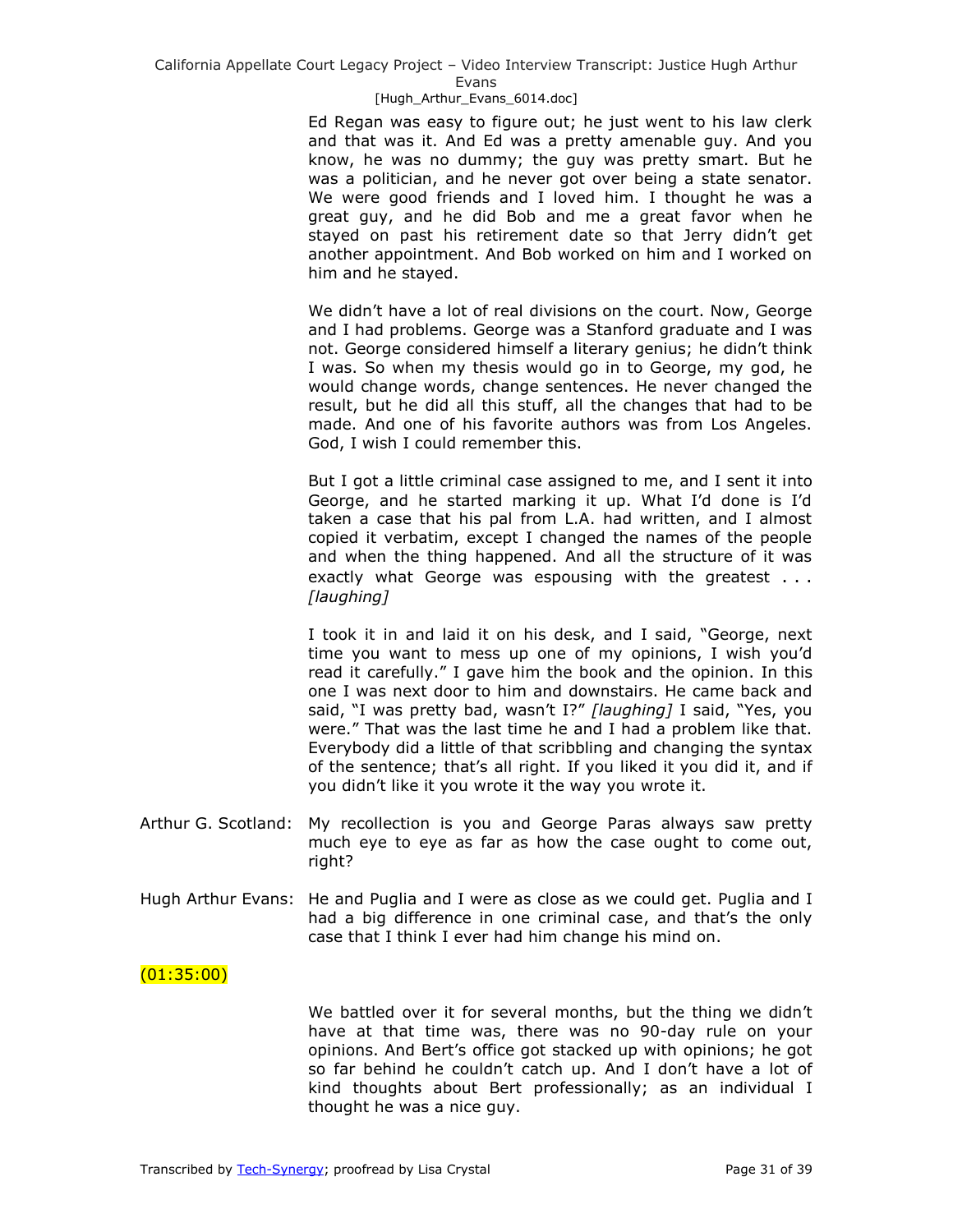Ed Regan was easy to figure out; he just went to his law clerk and that was it. And Ed was a pretty amenable guy. And you know, he was no dummy; the guy was pretty smart. But he was a politician, and he never got over being a state senator. We were good friends and I loved him. I thought he was a great guy, and he did Bob and me a great favor when he stayed on past his retirement date so that Jerry didn't get another appointment. And Bob worked on him and I worked on him and he stayed.

We didn't have a lot of real divisions on the court. Now, George and I had problems. George was a Stanford graduate and I was not. George considered himself a literary genius; he didn't think I was. So when my thesis would go in to George, my god, he would change words, change sentences. He never changed the result, but he did all this stuff, all the changes that had to be made. And one of his favorite authors was from Los Angeles. God, I wish I could remember this.

But I got a little criminal case assigned to me, and I sent it into George, and he started marking it up. What I'd done is I'd taken a case that his pal from L.A. had written, and I almost copied it verbatim, except I changed the names of the people and when the thing happened. And all the structure of it was exactly what George was espousing with the greatest . . . *[laughing]*

I took it in and laid it on his desk, and I said, "George, next time you want to mess up one of my opinions, I wish you'd read it carefully." I gave him the book and the opinion. In this one I was next door to him and downstairs. He came back and said, "I was pretty bad, wasn't I?" *[laughing]* I said, "Yes, you were." That was the last time he and I had a problem like that. Everybody did a little of that scribbling and changing the syntax of the sentence; that's all right. If you liked it you did it, and if you didn't like it you wrote it the way you wrote it.

Arthur G. Scotland: My recollection is you and George Paras always saw pretty much eye to eye as far as how the case ought to come out, right?

Hugh Arthur Evans: He and Puglia and I were as close as we could get. Puglia and I had a big difference in one criminal case, and that's the only case that I think I ever had him change his mind on.

(01:35:00)

We battled over it for several months, but the thing we didn't have at that time was, there was no 90-day rule on your opinions. And Bert's office got stacked up with opinions; he got so far behind he couldn't catch up. And I don't have a lot of kind thoughts about Bert professionally; as an individual I thought he was a nice guy.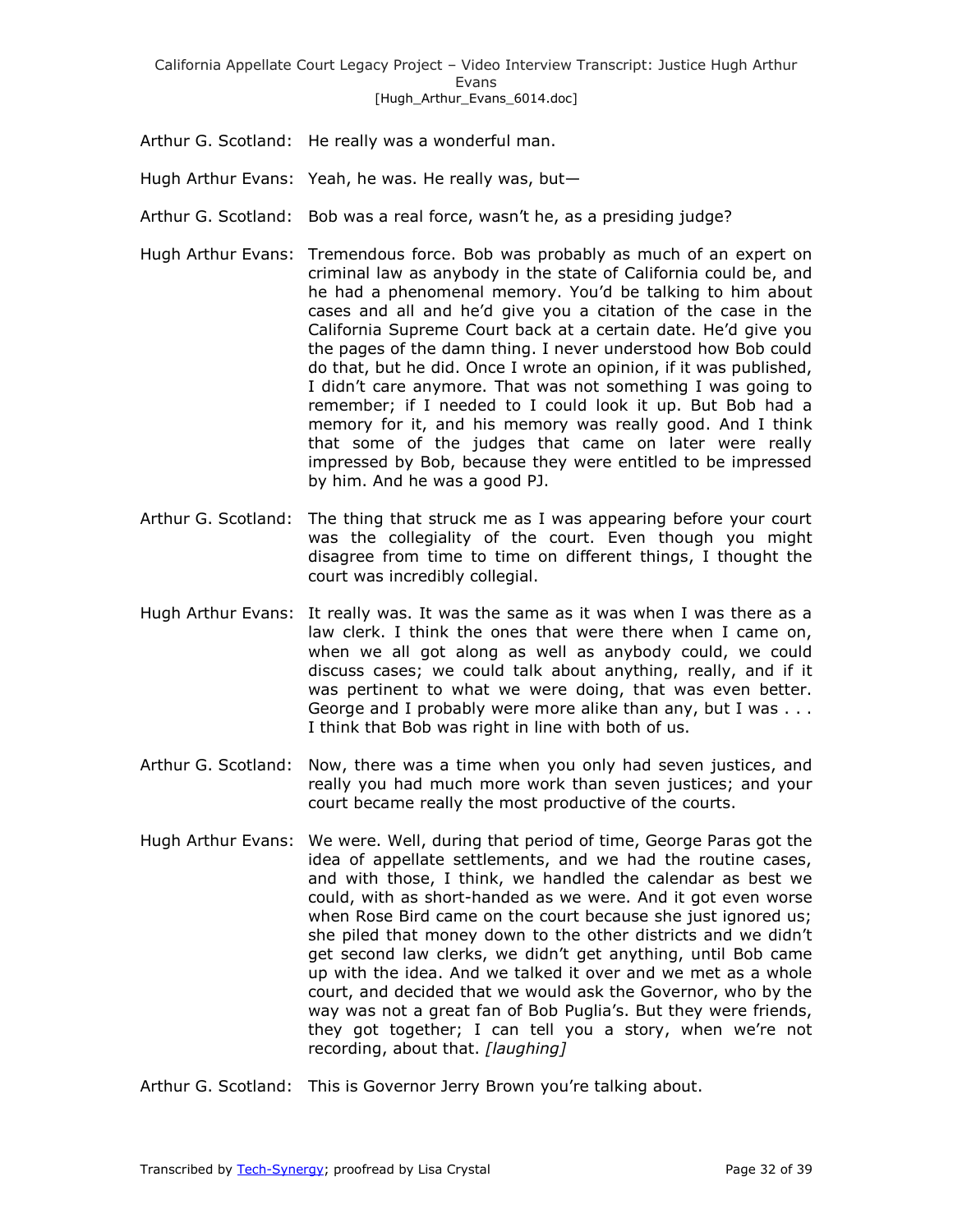Arthur G. Scotland: He really was a wonderful man.

Hugh Arthur Evans: Yeah, he was. He really was, but—

Arthur G. Scotland: Bob was a real force, wasn't he, as a presiding judge?

Hugh Arthur Evans: Tremendous force. Bob was probably as much of an expert on criminal law as anybody in the state of California could be, and he had a phenomenal memory. You'd be talking to him about cases and all and he'd give you a citation of the case in the California Supreme Court back at a certain date. He'd give you the pages of the damn thing. I never understood how Bob could do that, but he did. Once I wrote an opinion, if it was published, I didn't care anymore. That was not something I was going to remember; if I needed to I could look it up. But Bob had a memory for it, and his memory was really good. And I think that some of the judges that came on later were really impressed by Bob, because they were entitled to be impressed by him. And he was a good PJ.

Arthur G. Scotland: The thing that struck me as I was appearing before your court was the collegiality of the court. Even though you might disagree from time to time on different things, I thought the court was incredibly collegial.

Hugh Arthur Evans: It really was. It was the same as it was when I was there as a law clerk. I think the ones that were there when I came on, when we all got along as well as anybody could, we could discuss cases; we could talk about anything, really, and if it was pertinent to what we were doing, that was even better. George and I probably were more alike than any, but I was . . . I think that Bob was right in line with both of us.

Arthur G. Scotland: Now, there was a time when you only had seven justices, and really you had much more work than seven justices; and your court became really the most productive of the courts.

Hugh Arthur Evans: We were. Well, during that period of time, George Paras got the idea of appellate settlements, and we had the routine cases, and with those, I think, we handled the calendar as best we could, with as short-handed as we were. And it got even worse when Rose Bird came on the court because she just ignored us; she piled that money down to the other districts and we didn't get second law clerks, we didn't get anything, until Bob came up with the idea. And we talked it over and we met as a whole court, and decided that we would ask the Governor, who by the way was not a great fan of Bob Puglia's. But they were friends, they got together; I can tell you a story, when we're not recording, about that. *[laughing]*

Arthur G. Scotland: This is Governor Jerry Brown you're talking about.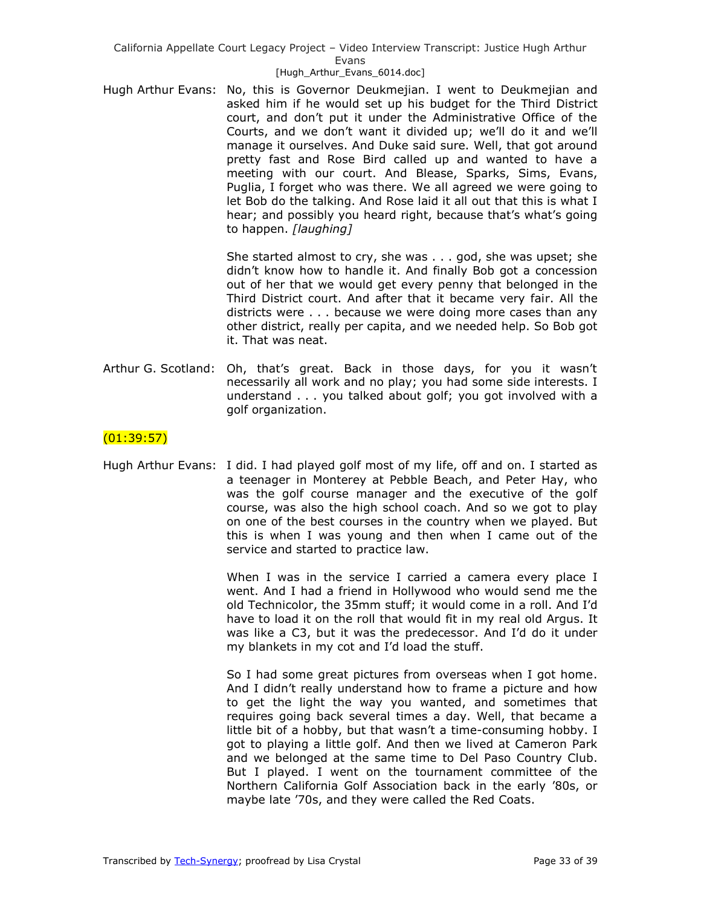Hugh Arthur Evans: No, this is Governor Deukmejian. I went to Deukmejian and asked him if he would set up his budget for the Third District court, and don't put it under the Administrative Office of the Courts, and we don't want it divided up; we'll do it and we'll manage it ourselves. And Duke said sure. Well, that got around pretty fast and Rose Bird called up and wanted to have a meeting with our court. And Blease, Sparks, Sims, Evans, Puglia, I forget who was there. We all agreed we were going to let Bob do the talking. And Rose laid it all out that this is what I hear; and possibly you heard right, because that's what's going to happen. *[laughing]*

She started almost to cry, she was . . . god, she was upset; she didn't know how to handle it. And finally Bob got a concession out of her that we would get every penny that belonged in the Third District court. And after that it became very fair. All the districts were . . . because we were doing more cases than any other district, really per capita, and we needed help. So Bob got it. That was neat.

Arthur G. Scotland: Oh, that's great. Back in those days, for you it wasn't necessarily all work and no play; you had some side interests. I understand . . . you talked about golf; you got involved with a golf organization.

(01:39:57)

Hugh Arthur Evans: I did. I had played golf most of my life, off and on. I started as a teenager in Monterey at Pebble Beach, and Peter Hay, who was the golf course manager and the executive of the golf course, was also the high school coach. And so we got to play on one of the best courses in the country when we played. But this is when I was young and then when I came out of the service and started to practice law.

When I was in the service I carried a camera every place I went. And I had a friend in Hollywood who would send me the old Technicolor, the 35mm stuff; it would come in a roll. And I'd have to load it on the roll that would fit in my real old Argus. It was like a C3, but it was the predecessor. And I'd do it under my blankets in my cot and I'd load the stuff.

So I had some great pictures from overseas when I got home. And I didn't really understand how to frame a picture and how to get the light the way you wanted, and sometimes that requires going back several times a day. Well, that became a little bit of a hobby, but that wasn't a time-consuming hobby. I got to playing a little golf. And then we lived at Cameron Park and we belonged at the same time to Del Paso Country Club. But I played. I went on the tournament committee of the Northern California Golf Association back in the early '80s, or maybe late '70s, and they were called the Red Coats.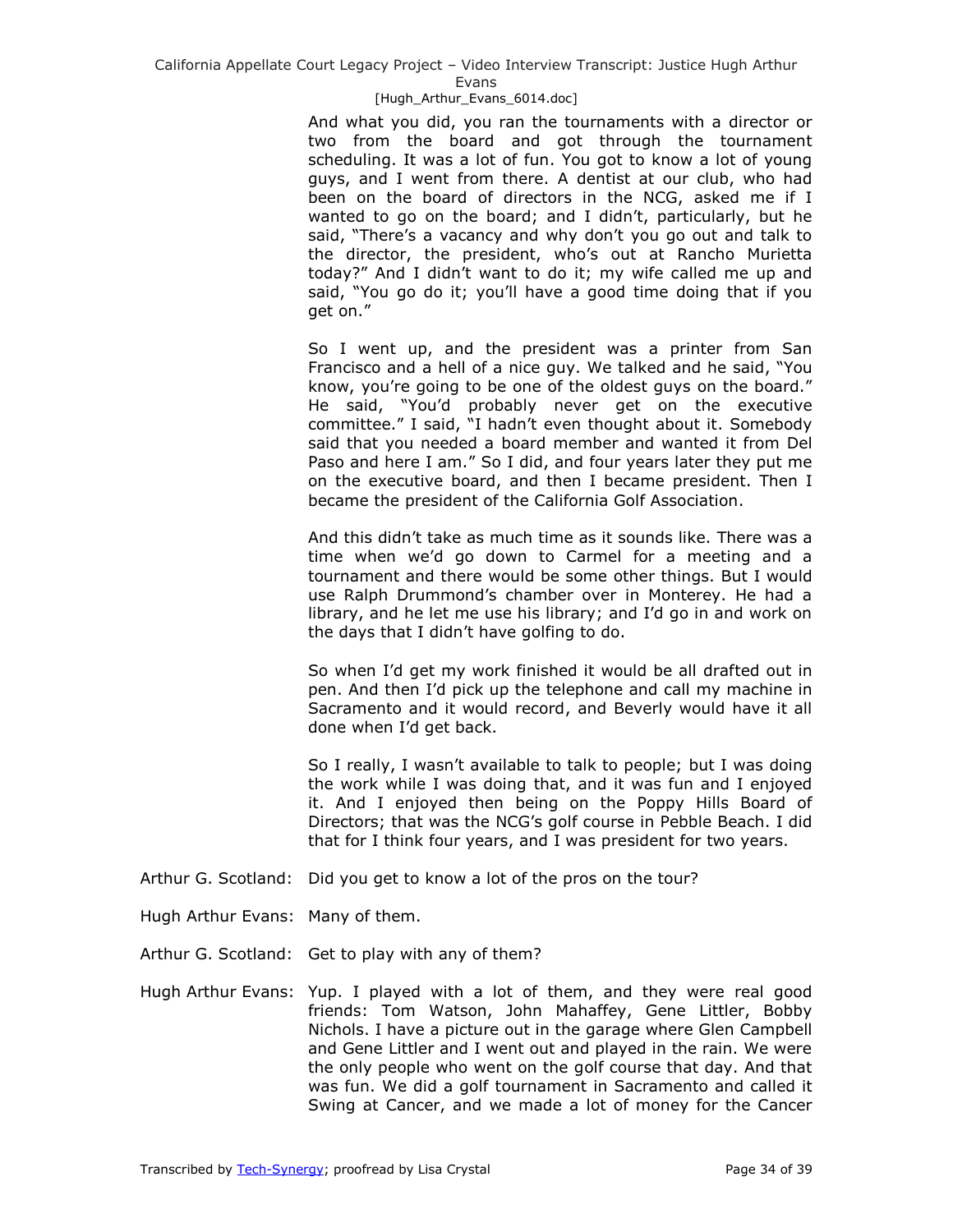And what you did, you ran the tournaments with a director or two from the board and got through the tournament scheduling. It was a lot of fun. You got to know a lot of young guys, and I went from there. A dentist at our club, who had been on the board of directors in the NCG, asked me if I wanted to go on the board; and I didn't, particularly, but he said, "There's a vacancy and why don't you go out and talk to the director, the president, who's out at Rancho Murietta today?" And I didn't want to do it; my wife called me up and said, "You go do it; you'll have a good time doing that if you get on."

So I went up, and the president was a printer from San Francisco and a hell of a nice guy. We talked and he said, "You know, you're going to be one of the oldest guys on the board." He said, "You'd probably never get on the executive committee." I said, "I hadn't even thought about it. Somebody said that you needed a board member and wanted it from Del Paso and here I am." So I did, and four years later they put me on the executive board, and then I became president. Then I became the president of the California Golf Association.

And this didn't take as much time as it sounds like. There was a time when we'd go down to Carmel for a meeting and a tournament and there would be some other things. But I would use Ralph Drummond's chamber over in Monterey. He had a library, and he let me use his library; and I'd go in and work on the days that I didn't have golfing to do.

So when I'd get my work finished it would be all drafted out in pen. And then I'd pick up the telephone and call my machine in Sacramento and it would record, and Beverly would have it all done when I'd get back.

So I really, I wasn't available to talk to people; but I was doing the work while I was doing that, and it was fun and I enjoyed it. And I enjoyed then being on the Poppy Hills Board of Directors; that was the NCG's golf course in Pebble Beach. I did that for I think four years, and I was president for two years.

Arthur G. Scotland: Did you get to know a lot of the pros on the tour?

Hugh Arthur Evans: Many of them.

Arthur G. Scotland: Get to play with any of them?

Hugh Arthur Evans: Yup. I played with a lot of them, and they were real good friends: Tom Watson, John Mahaffey, Gene Littler, Bobby Nichols. I have a picture out in the garage where Glen Campbell and Gene Littler and I went out and played in the rain. We were the only people who went on the golf course that day. And that was fun. We did a golf tournament in Sacramento and called it Swing at Cancer, and we made a lot of money for the Cancer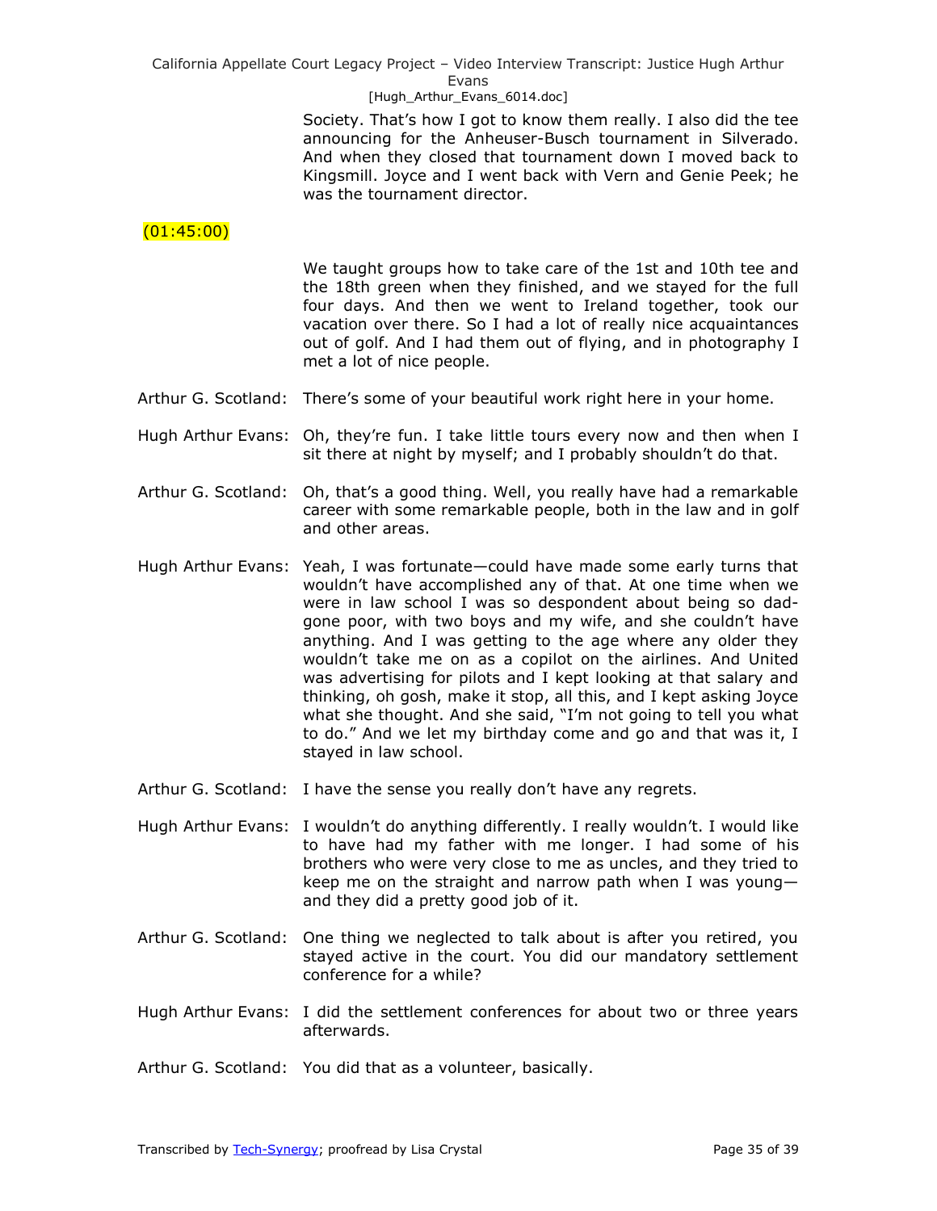Society. That's how I got to know them really. I also did the tee announcing for the Anheuser-Busch tournament in Silverado. And when they closed that tournament down I moved back to Kingsmill. Joyce and I went back with Vern and Genie Peek; he was the tournament director.

(01:45:00)

We taught groups how to take care of the 1st and 10th tee and the 18th green when they finished, and we stayed for the full four days. And then we went to Ireland together, took our vacation over there. So I had a lot of really nice acquaintances out of golf. And I had them out of flying, and in photography I met a lot of nice people.

Arthur G. Scotland: There's some of your beautiful work right here in your home.

Hugh Arthur Evans: Oh, they're fun. I take little tours every now and then when I sit there at night by myself; and I probably shouldn't do that.

Arthur G. Scotland: Oh, that's a good thing. Well, you really have had a remarkable career with some remarkable people, both in the law and in golf and other areas.

Hugh Arthur Evans: Yeah, I was fortunate—could have made some early turns that wouldn't have accomplished any of that. At one time when we were in law school I was so despondent about being so dad-gone poor, with two boys and my wife, and she couldn't have anything. And I was getting to the age where any older they wouldn't take me on as a copilot on the airlines. And United was advertising for pilots and I kept looking at that salary and thinking, oh gosh, make it stop, all this, and I kept asking Joyce what she thought. And she said, "I'm not going to tell you what to do." And we let my birthday come and go and that was it, I stayed in law school.

Arthur G. Scotland: I have the sense you really don't have any regrets.

Hugh Arthur Evans: I wouldn't do anything differently. I really wouldn't. I would like to have had my father with me longer. I had some of his brothers who were very close to me as uncles, and they tried to keep me on the straight and narrow path when I was young—and they did a pretty good job of it.

Arthur G. Scotland: One thing we neglected to talk about is after you retired, you stayed active in the court. You did our mandatory settlement conference for a while?

Hugh Arthur Evans: I did the settlement conferences for about two or three years afterwards.

Arthur G. Scotland: You did that as a volunteer, basically.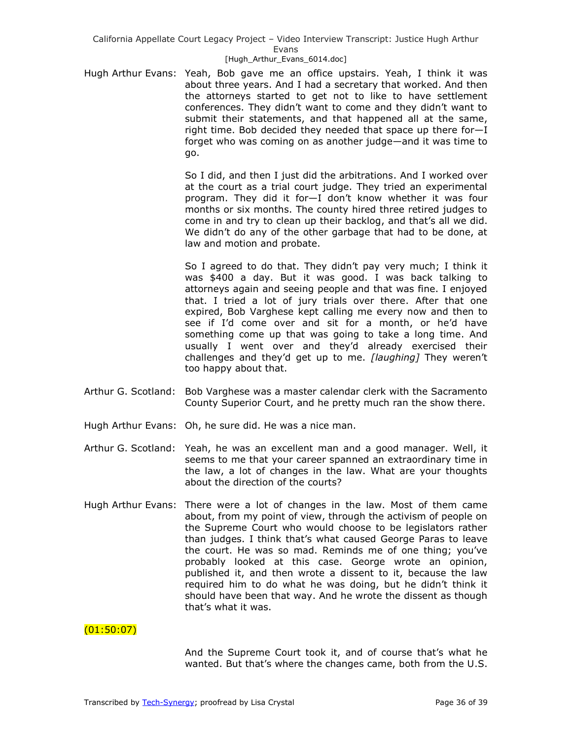Hugh Arthur Evans: Yeah, Bob gave me an office upstairs. Yeah, I think it was about three years. And I had a secretary that worked. And then the attorneys started to get not to like to have settlement conferences. They didn't want to come and they didn't want to submit their statements, and that happened all at the same, right time. Bob decided they needed that space up there for—I forget who was coming on as another judge—and it was time to go.

So I did, and then I just did the arbitrations. And I worked over at the court as a trial court judge. They tried an experimental program. They did it for—I don't know whether it was four months or six months. The county hired three retired judges to come in and try to clean up their backlog, and that's all we did. We didn't do any of the other garbage that had to be done, at law and motion and probate.

So I agreed to do that. They didn't pay very much; I think it was $400 a day. But it was good. I was back talking to attorneys again and seeing people and that was fine. I enjoyed that. I tried a lot of jury trials over there. After that one expired, Bob Varghese kept calling me every now and then to see if I'd come over and sit for a month, or he'd have something come up that was going to take a long time. And usually I went over and they'd already exercised their challenges and they'd get up to me. *[laughing]* They weren't too happy about that.

Arthur G. Scotland: Bob Varghese was a master calendar clerk with the Sacramento County Superior Court, and he pretty much ran the show there.

Hugh Arthur Evans: Oh, he sure did. He was a nice man.

Arthur G. Scotland: Yeah, he was an excellent man and a good manager. Well, it seems to me that your career spanned an extraordinary time in the law, a lot of changes in the law. What are your thoughts about the direction of the courts?

Hugh Arthur Evans: There were a lot of changes in the law. Most of them came about, from my point of view, through the activism of people on the Supreme Court who would choose to be legislators rather than judges. I think that's what caused George Paras to leave the court. He was so mad. Reminds me of one thing; you've probably looked at this case. George wrote an opinion, published it, and then wrote a dissent to it, because the law required him to do what he was doing, but he didn't think it should have been that way. And he wrote the dissent as though that's what it was.

(01:50:07)

And the Supreme Court took it, and of course that's what he wanted. But that's where the changes came, both from the U.S.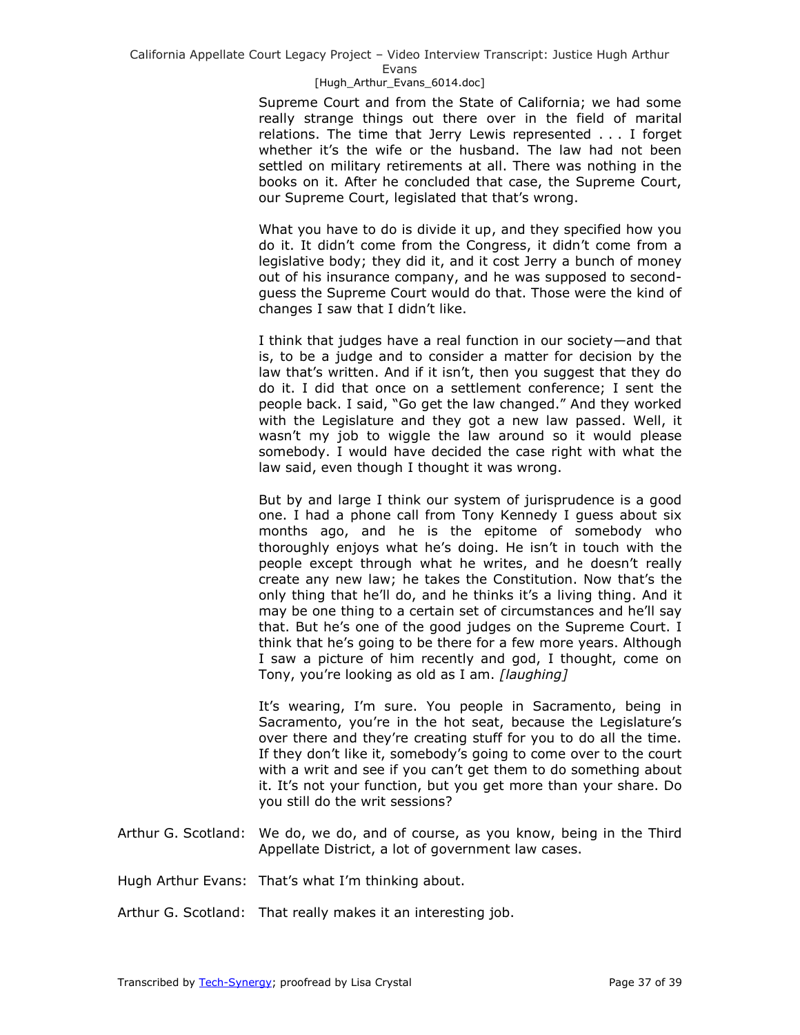Supreme Court and from the State of California; we had some really strange things out there over in the field of marital relations. The time that Jerry Lewis represented . . . I forget whether it's the wife or the husband. The law had not been settled on military retirements at all. There was nothing in the books on it. After he concluded that case, the Supreme Court, our Supreme Court, legislated that that's wrong.

What you have to do is divide it up, and they specified how you do it. It didn't come from the Congress, it didn't come from a legislative body; they did it, and it cost Jerry a bunch of money out of his insurance company, and he was supposed to second-guess the Supreme Court would do that. Those were the kind of changes I saw that I didn't like.

I think that judges have a real function in our society—and that is, to be a judge and to consider a matter for decision by the law that's written. And if it isn't, then you suggest that they do do it. I did that once on a settlement conference; I sent the people back. I said, "Go get the law changed." And they worked with the Legislature and they got a new law passed. Well, it wasn't my job to wiggle the law around so it would please somebody. I would have decided the case right with what the law said, even though I thought it was wrong.

But by and large I think our system of jurisprudence is a good one. I had a phone call from Tony Kennedy I guess about six months ago, and he is the epitome of somebody who thoroughly enjoys what he's doing. He isn't in touch with the people except through what he writes, and he doesn't really create any new law; he takes the Constitution. Now that's the only thing that he'll do, and he thinks it's a living thing. And it may be one thing to a certain set of circumstances and he'll say that. But he's one of the good judges on the Supreme Court. I think that he's going to be there for a few more years. Although I saw a picture of him recently and god, I thought, come on Tony, you're looking as old as I am. *[laughing]*

It's wearing, I'm sure. You people in Sacramento, being in Sacramento, you're in the hot seat, because the Legislature's over there and they're creating stuff for you to do all the time. If they don't like it, somebody's going to come over to the court with a writ and see if you can't get them to do something about it. It's not your function, but you get more than your share. Do you still do the writ sessions?

Arthur G. Scotland: We do, we do, and of course, as you know, being in the Third Appellate District, a lot of government law cases.

Hugh Arthur Evans: That's what I'm thinking about.

Arthur G. Scotland: That really makes it an interesting job.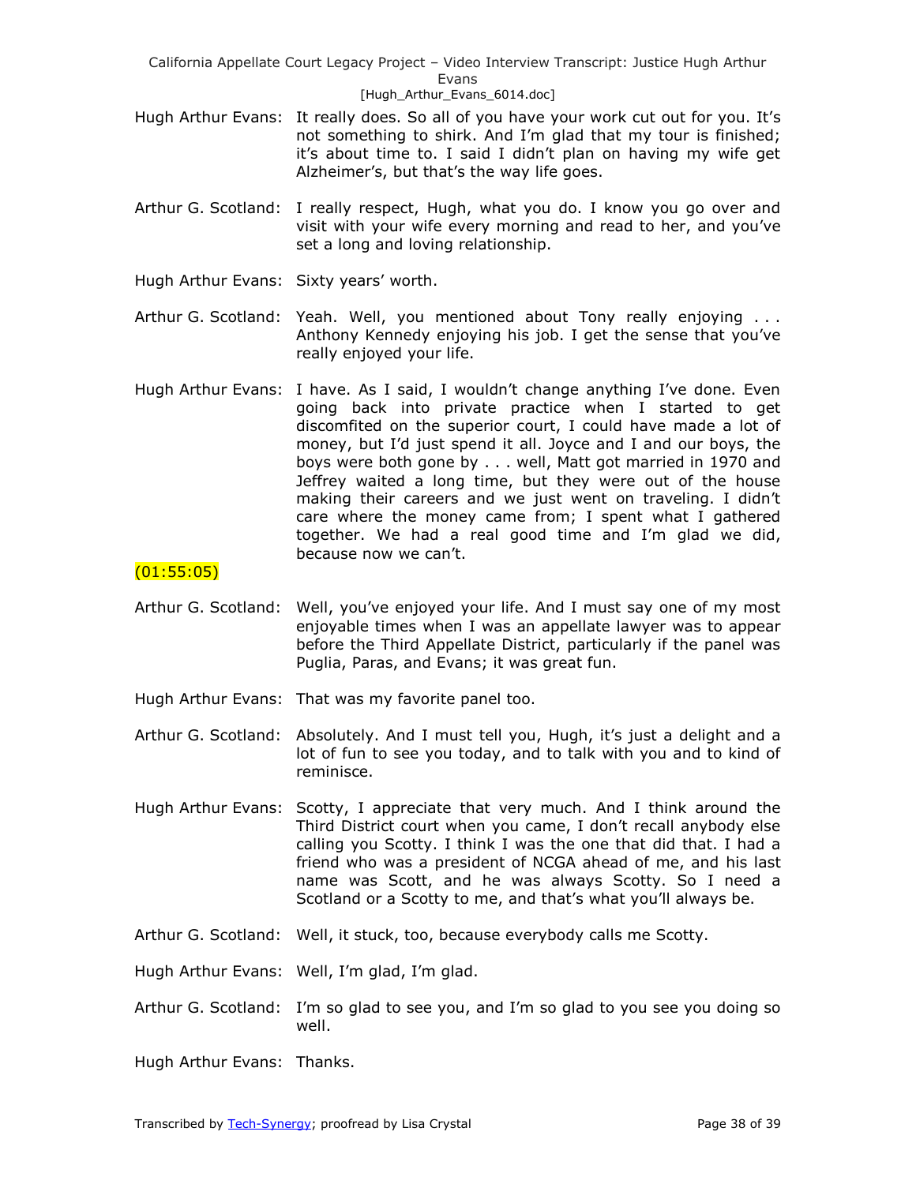Hugh Arthur Evans: It really does. So all of you have your work cut out for you. It's not something to shirk. And I'm glad that my tour is finished; it's about time to. I said I didn't plan on having my wife get Alzheimer's, but that's the way life goes.

Arthur G. Scotland: I really respect, Hugh, what you do. I know you go over and visit with your wife every morning and read to her, and you've set a long and loving relationship.

Hugh Arthur Evans: Sixty years' worth.

Arthur G. Scotland: Yeah. Well, you mentioned about Tony really enjoying . . . Anthony Kennedy enjoying his job. I get the sense that you've really enjoyed your life.

Hugh Arthur Evans: I have. As I said, I wouldn't change anything I've done. Even going back into private practice when I started to get discomfited on the superior court, I could have made a lot of money, but I'd just spend it all. Joyce and I and our boys, the boys were both gone by . . . well, Matt got married in 1970 and Jeffrey waited a long time, but they were out of the house making their careers and we just went on traveling. I didn't care where the money came from; I spent what I gathered together. We had a real good time and I'm glad we did, because now we can't.

(01:55:05)

Arthur G. Scotland: Well, you've enjoyed your life. And I must say one of my most enjoyable times when I was an appellate lawyer was to appear before the Third Appellate District, particularly if the panel was Puglia, Paras, and Evans; it was great fun.

Hugh Arthur Evans: That was my favorite panel too.

Arthur G. Scotland: Absolutely. And I must tell you, Hugh, it's just a delight and a lot of fun to see you today, and to talk with you and to kind of reminisce.

Hugh Arthur Evans: Scotty, I appreciate that very much. And I think around the Third District court when you came, I don't recall anybody else calling you Scotty. I think I was the one that did that. I had a friend who was a president of NCGA ahead of me, and his last name was Scott, and he was always Scotty. So I need a Scotland or a Scotty to me, and that's what you'll always be.

Arthur G. Scotland: Well, it stuck, too, because everybody calls me Scotty.

Hugh Arthur Evans: Well, I'm glad, I'm glad.

Arthur G. Scotland: I'm so glad to see you, and I'm so glad to you see you doing so well.

Hugh Arthur Evans: Thanks.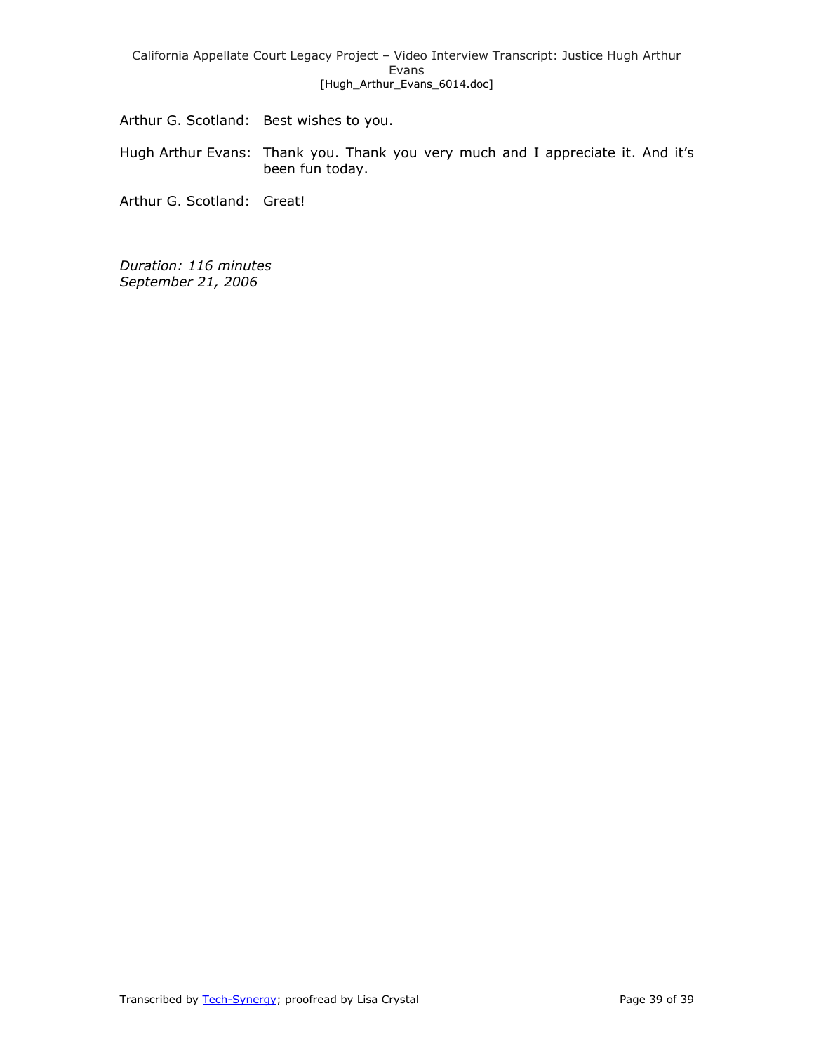Arthur G. Scotland: Best wishes to you.

Hugh Arthur Evans: Thank you. Thank you very much and I appreciate it. And it's been fun today.

Arthur G. Scotland: Great!

*Duration: 116 minutes*
*September 21, 2006*